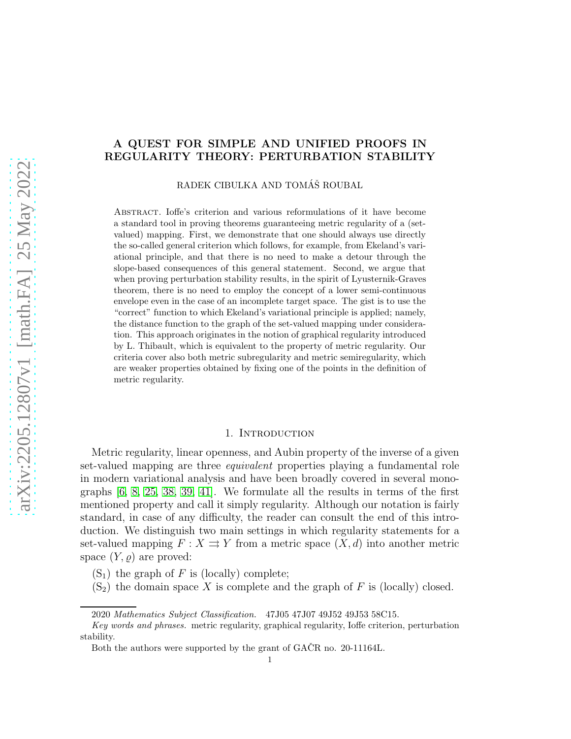# A QUEST FOR SIMPLE AND UNIFIED PROOFS IN REGULARITY THEORY: PERTURBATION STABILITY

RADEK CIBULKA AND TOMÁŠ ROUBAL

Abstract. Ioffe's criterion and various reformulations of it have become a standard tool in proving theorems guaranteeing metric regularity of a (set-valued) mapping. First, we demonstrate that one should always use directly the so-called general criterion which follows, for example, from Ekeland's variational principle, and that there is no need to make a detour through the slope-based consequences of this general statement. Second, we argue that when proving perturbation stability results, in the spirit of Lyusternik-Graves theorem, there is no need to employ the concept of a lower semi-continuous envelope even in the case of an incomplete target space. The gist is to use the "correct" function to which Ekeland's variational principle is applied; namely, the distance function to the graph of the set-valued mapping under consideration. This approach originates in the notion of graphical regularity introduced by L. Thibault, which is equivalent to the property of metric regularity. Our criteria cover also both metric subregularity and metric semiregularity, which are weaker properties obtained by fixing one of the points in the definition of metric regularity.

## 1. Introduction

Metric regularity, linear openness, and Aubin property of the inverse of a given set-valued mapping are three *equivalent* properties playing a fundamental role in modern variational analysis and have been broadly covered in several monographs [6, 8, 25, 38, 39, 41]. We formulate all the results in terms of the first mentioned property and call it simply regularity. Although our notation is fairly standard, in case of any difficulty, the reader can consult the end of this introduction. We distinguish two main settings in which regularity statements for a set-valued mapping $F : X \rightrightarrows Y$ from a metric space $(X, d)$ into another metric space $(Y, \varrho)$ are proved:

($S_1$) the graph of $F$ is (locally) complete;

($S_2$) the domain space $X$ is complete and the graph of $F$ is (locally) closed.

---

2020 *Mathematics Subject Classification.* 47J05 47J07 49J52 49J53 58C15.

*Key words and phrases.* metric regularity, graphical regularity, Ioffe criterion, perturbation stability.

Both the authors were supported by the grant of GAČR no. 20-11164L.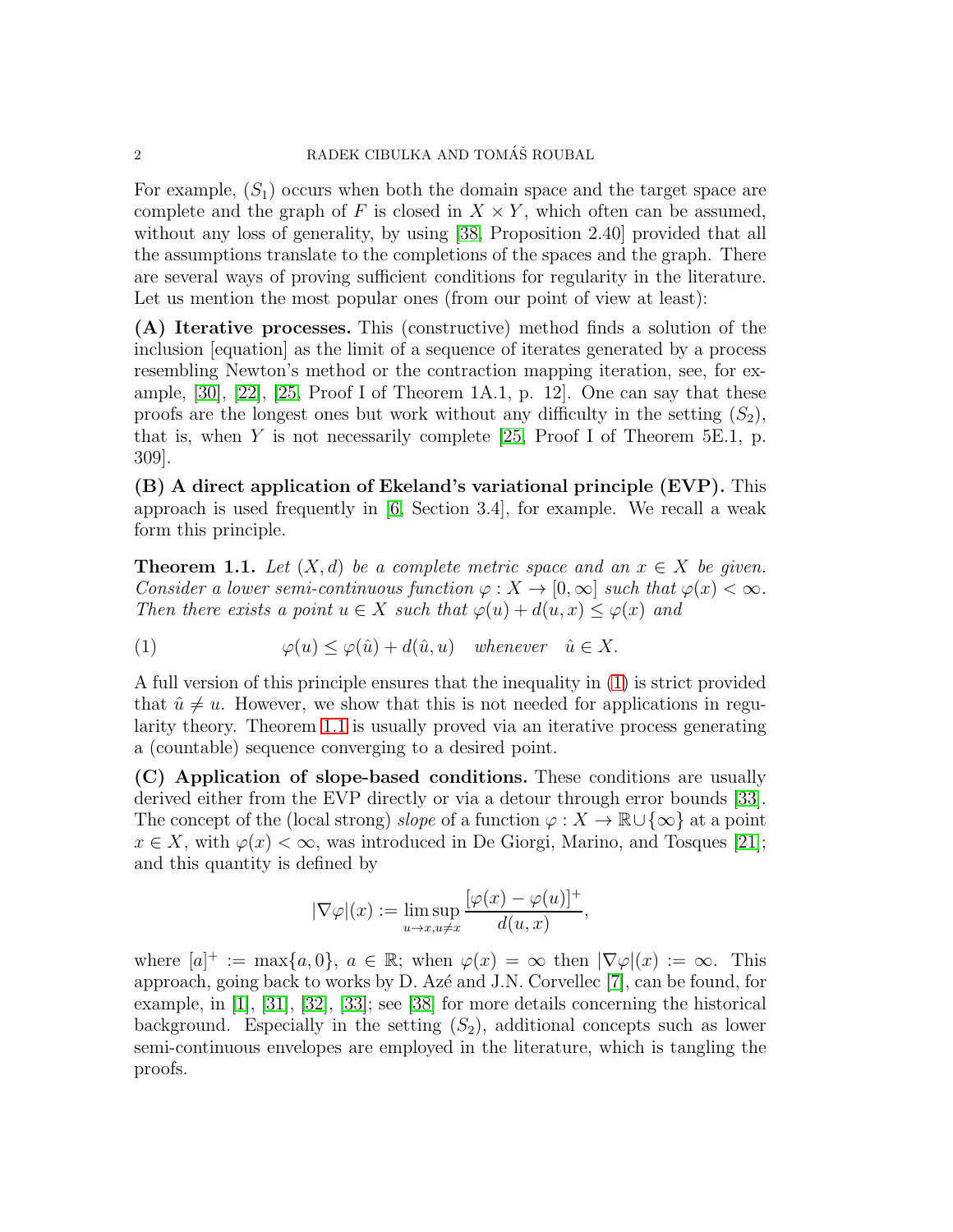For example, $(S_1)$ occurs when both the domain space and the target space are complete and the graph of $F$ is closed in $X \times Y$, which often can be assumed, without any loss of generality, by using [38, Proposition 2.40] provided that all the assumptions translate to the completions of the spaces and the graph. There are several ways of proving sufficient conditions for regularity in the literature. Let us mention the most popular ones (from our point of view at least):

**(A) Iterative processes.** This (constructive) method finds a solution of the inclusion [equation] as the limit of a sequence of iterates generated by a process resembling Newton's method or the contraction mapping iteration, see, for example, [30], [22], [25, Proof I of Theorem 1A.1, p. 12]. One can say that these proofs are the longest ones but work without any difficulty in the setting $(S_2)$, that is, when $Y$ is not necessarily complete [25, Proof I of Theorem 5E.1, p. 309].

**(B) A direct application of Ekeland's variational principle (EVP).** This approach is used frequently in [6, Section 3.4], for example. We recall a weak form this principle.

**Theorem 1.1.** *Let $(X, d)$ be a complete metric space and an $x \in X$ be given. Consider a lower semi-continuous function $\varphi : X \to [0, \infty]$ such that $\varphi(x) < \infty$. Then there exists a point $u \in X$ such that $\varphi(u) + d(u, x) \leq \varphi(x)$ and*

$$\varphi(u) \leq \varphi(\hat{u}) + d(\hat{u}, u) \quad \textit{whenever} \quad \hat{u} \in X. \tag{1}$$

A full version of this principle ensures that the inequality in (1) is strict provided that $\hat{u} \neq u$. However, we show that this is not needed for applications in regularity theory. Theorem 1.1 is usually proved via an iterative process generating a (countable) sequence converging to a desired point.

**(C) Application of slope-based conditions.** These conditions are usually derived either from the EVP directly or via a detour through error bounds [33]. The concept of the (local strong) *slope* of a function $\varphi : X \to \mathbb{R} \cup \{\infty\}$ at a point $x \in X$, with $\varphi(x) < \infty$, was introduced in De Giorgi, Marino, and Tosques [21]; and this quantity is defined by

$$|\nabla\varphi|(x) := \limsup_{u \to x, u \neq x} \frac{[\varphi(x) - \varphi(u)]^+}{d(u, x)},$$

where $[a]^+ := \max\{a, 0\}$, $a \in \mathbb{R}$; when $\varphi(x) = \infty$ then $|\nabla\varphi|(x) := \infty$. This approach, going back to works by D. Azé and J.N. Corvellec [7], can be found, for example, in [1], [31], [32], [33]; see [38] for more details concerning the historical background. Especially in the setting $(S_2)$, additional concepts such as lower semi-continuous envelopes are employed in the literature, which is tangling the proofs.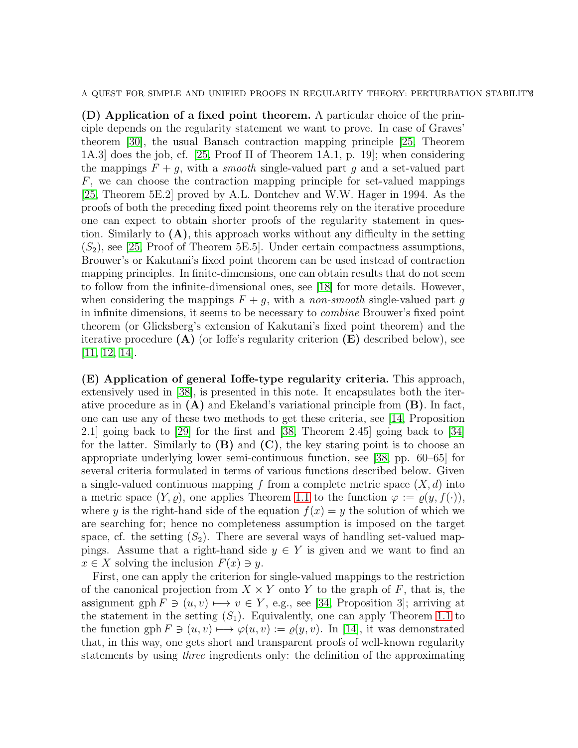**(D) Application of a fixed point theorem.** A particular choice of the principle depends on the regularity statement we want to prove. In case of Graves' theorem [30], the usual Banach contraction mapping principle [25, Theorem 1A.3] does the job, cf. [25, Proof II of Theorem 1A.1, p. 19]; when considering the mappings $F + g$, with a *smooth* single-valued part $g$ and a set-valued part $F$, we can choose the contraction mapping principle for set-valued mappings [25, Theorem 5E.2] proved by A.L. Dontchev and W.W. Hager in 1994. As the proofs of both the preceding fixed point theorems rely on the iterative procedure one can expect to obtain shorter proofs of the regularity statement in question. Similarly to **(A)**, this approach works without any difficulty in the setting $(S_2)$, see [25, Proof of Theorem 5E.5]. Under certain compactness assumptions, Brouwer's or Kakutani's fixed point theorem can be used instead of contraction mapping principles. In finite-dimensions, one can obtain results that do not seem to follow from the infinite-dimensional ones, see [18] for more details. However, when considering the mappings $F + g$, with a *non-smooth* single-valued part $g$ in infinite dimensions, it seems to be necessary to *combine* Brouwer's fixed point theorem (or Glicksberg's extension of Kakutani's fixed point theorem) and the iterative procedure **(A)** (or Ioffe's regularity criterion **(E)** described below), see [11, 12, 14].

**(E) Application of general Ioffe-type regularity criteria.** This approach, extensively used in [38], is presented in this note. It encapsulates both the iterative procedure as in **(A)** and Ekeland's variational principle from **(B)**. In fact, one can use any of these two methods to get these criteria, see [14, Proposition 2.1] going back to [29] for the first and [38, Theorem 2.45] going back to [34] for the latter. Similarly to **(B)** and **(C)**, the key staring point is to choose an appropriate underlying lower semi-continuous function, see [38, pp. 60–65] for several criteria formulated in terms of various functions described below. Given a single-valued continuous mapping $f$ from a complete metric space $(X, d)$ into a metric space $(Y, \varrho)$, one applies Theorem 1.1 to the function $\varphi := \varrho(y, f(\cdot))$, where $y$ is the right-hand side of the equation $f(x) = y$ the solution of which we are searching for; hence no completeness assumption is imposed on the target space, cf. the setting $(S_2)$. There are several ways of handling set-valued mappings. Assume that a right-hand side $y \in Y$ is given and we want to find an $x \in X$ solving the inclusion $F(x) \ni y$.

First, one can apply the criterion for single-valued mappings to the restriction of the canonical projection from $X \times Y$ onto $Y$ to the graph of $F$, that is, the assignment $\operatorname{gph} F \ni (u, v) \longmapsto v \in Y$, e.g., see [34, Proposition 3]; arriving at the statement in the setting $(S_1)$. Equivalently, one can apply Theorem 1.1 to the function $\operatorname{gph} F \ni (u, v) \longmapsto \varphi(u, v) := \varrho(y, v)$. In [14], it was demonstrated that, in this way, one gets short and transparent proofs of well-known regularity statements by using *three* ingredients only: the definition of the approximating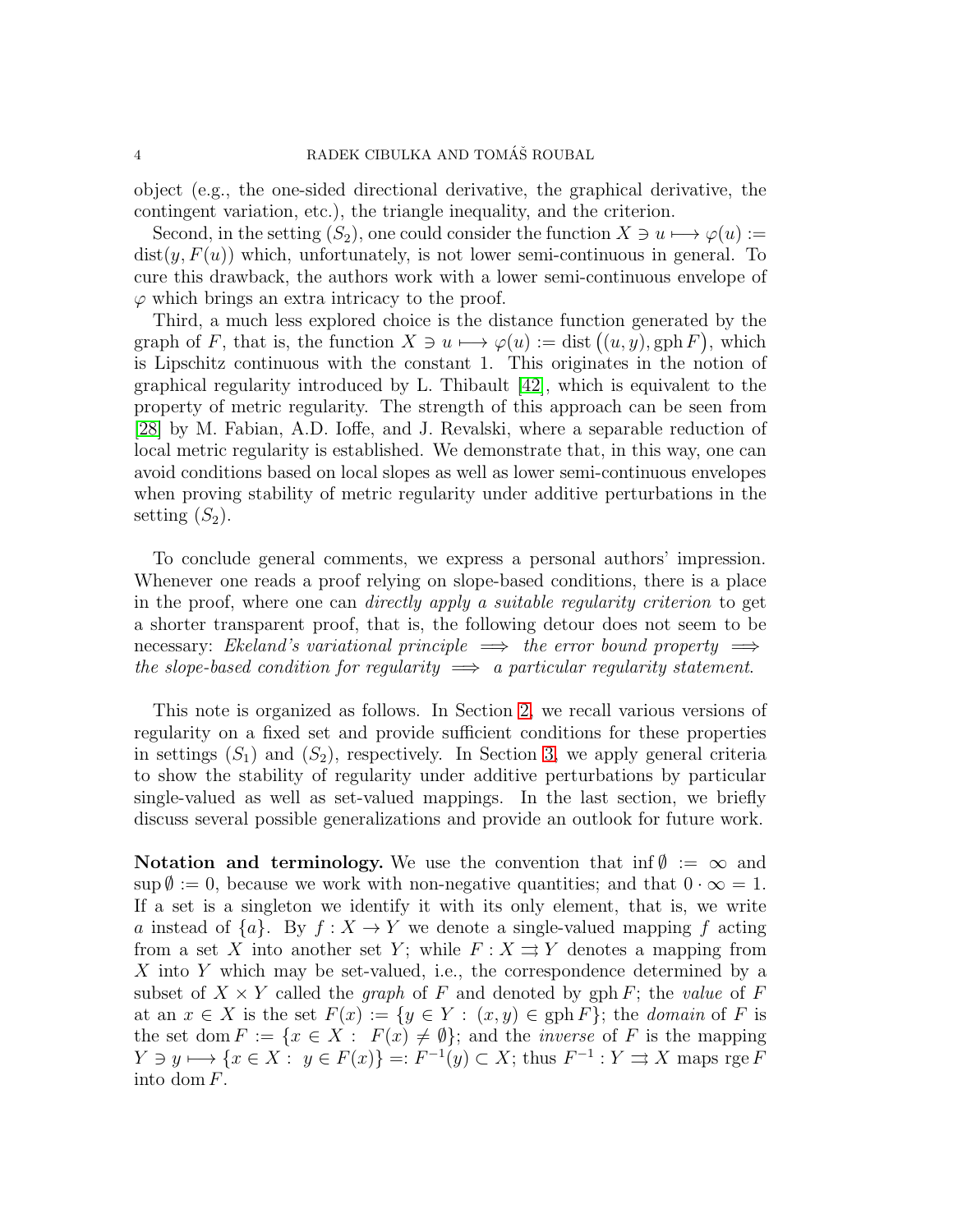object (e.g., the one-sided directional derivative, the graphical derivative, the contingent variation, etc.), the triangle inequality, and the criterion.

Second, in the setting $(S_2)$, one could consider the function $X \ni u \longmapsto \varphi(u) := \operatorname{dist}(y, F(u))$ which, unfortunately, is not lower semi-continuous in general. To cure this drawback, the authors work with a lower semi-continuous envelope of $\varphi$ which brings an extra intricacy to the proof.

Third, a much less explored choice is the distance function generated by the graph of $F$, that is, the function $X \ni u \longmapsto \varphi(u) := \operatorname{dist}\big((u, y), \operatorname{gph} F\big)$, which is Lipschitz continuous with the constant 1. This originates in the notion of graphical regularity introduced by L. Thibault [42], which is equivalent to the property of metric regularity. The strength of this approach can be seen from [28] by M. Fabian, A.D. Ioffe, and J. Revalski, where a separable reduction of local metric regularity is established. We demonstrate that, in this way, one can avoid conditions based on local slopes as well as lower semi-continuous envelopes when proving stability of metric regularity under additive perturbations in the setting $(S_2)$.

To conclude general comments, we express a personal authors' impression. Whenever one reads a proof relying on slope-based conditions, there is a place in the proof, where one can *directly apply a suitable regularity criterion* to get a shorter transparent proof, that is, the following detour does not seem to be necessary: *Ekeland's variational principle* $\Longrightarrow$ *the error bound property* $\Longrightarrow$ *the slope-based condition for regularity* $\Longrightarrow$ *a particular regularity statement*.

This note is organized as follows. In Section 2, we recall various versions of regularity on a fixed set and provide sufficient conditions for these properties in settings $(S_1)$ and $(S_2)$, respectively. In Section 3, we apply general criteria to show the stability of regularity under additive perturbations by particular single-valued as well as set-valued mappings. In the last section, we briefly discuss several possible generalizations and provide an outlook for future work.

**Notation and terminology.** We use the convention that $\inf \emptyset := \infty$ and $\sup \emptyset := 0$, because we work with non-negative quantities; and that $0 \cdot \infty = 1$. If a set is a singleton we identify it with its only element, that is, we write $a$ instead of $\{a\}$. By $f : X \to Y$ we denote a single-valued mapping $f$ acting from a set $X$ into another set $Y$; while $F : X \rightrightarrows Y$ denotes a mapping from $X$ into $Y$ which may be set-valued, i.e., the correspondence determined by a subset of $X \times Y$ called the *graph* of $F$ and denoted by $\operatorname{gph} F$; the *value* of $F$ at an $x \in X$ is the set $F(x) := \{y \in Y : (x, y) \in \operatorname{gph} F\}$; the *domain* of $F$ is the set $\operatorname{dom} F := \{x \in X : F(x) \neq \emptyset\}$; and the *inverse* of $F$ is the mapping $Y \ni y \longmapsto \{x \in X : y \in F(x)\} =: F^{-1}(y) \subset X$; thus $F^{-1} : Y \rightrightarrows X$ maps $\operatorname{rge} F$ into $\operatorname{dom} F$.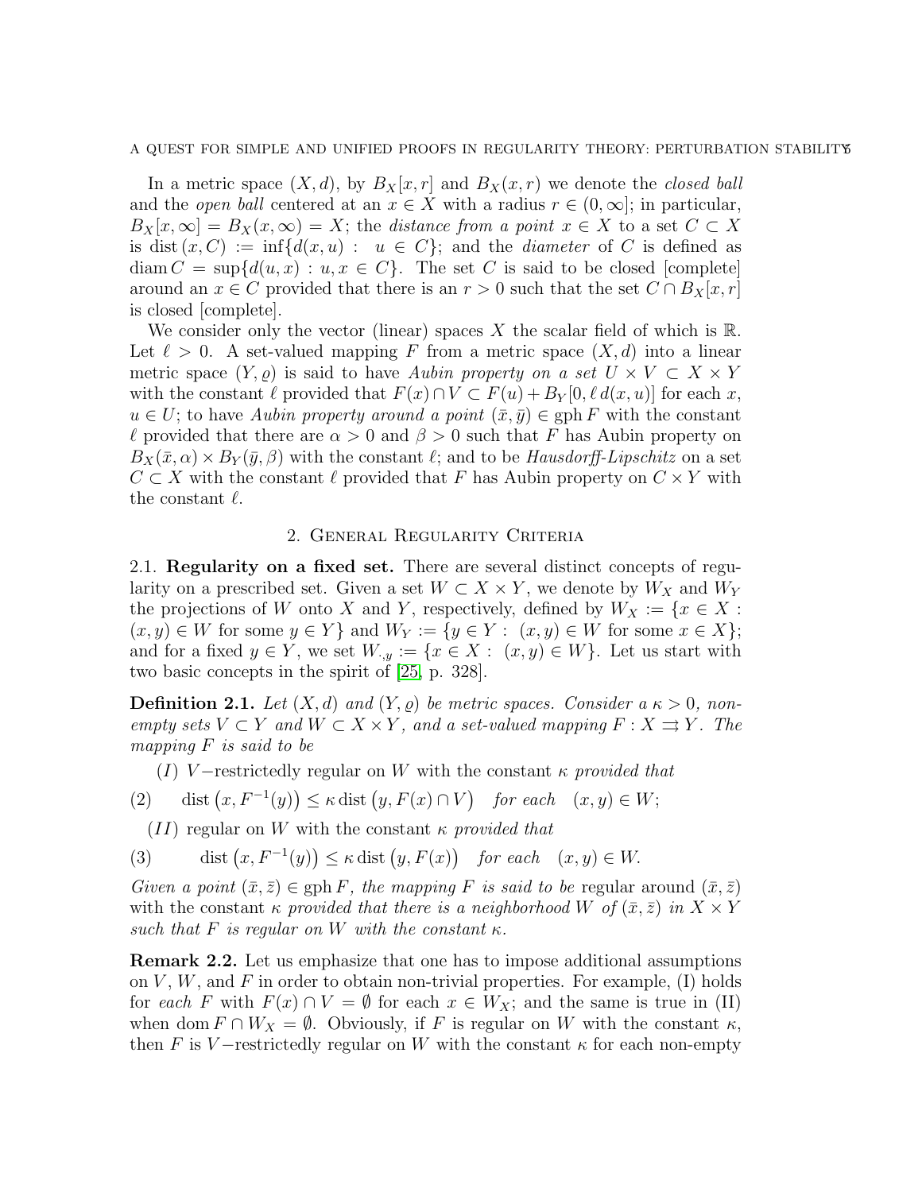In a metric space $(X, d)$, by $B_X[x, r]$ and $B_X(x, r)$ we denote the *closed ball* and the *open ball* centered at an $x \in X$ with a radius $r \in (0, \infty]$; in particular, $B_X[x, \infty] = B_X(x, \infty) = X$; the *distance from a point* $x \in X$ to a set $C \subset X$ is $\operatorname{dist}(x, C) := \inf\{d(x, u) : \ u \in C\}$; and the *diameter* of $C$ is defined as $\operatorname{diam} C = \sup\{d(u, x) : u, x \in C\}$. The set $C$ is said to be closed [complete] around an $x \in C$ provided that there is an $r > 0$ such that the set $C \cap B_X[x, r]$ is closed [complete].

We consider only the vector (linear) spaces $X$ the scalar field of which is $\mathbb{R}$. Let $\ell > 0$. A set-valued mapping $F$ from a metric space $(X, d)$ into a linear metric space $(Y, \varrho)$ is said to have *Aubin property on a set* $U \times V \subset X \times Y$ with the constant $\ell$ provided that $F(x) \cap V \subset F(u) + B_Y[0, \ell\, d(x, u)]$ for each $x$, $u \in U$; to have *Aubin property around a point* $(\bar{x}, \bar{y}) \in \operatorname{gph} F$ with the constant $\ell$ provided that there are $\alpha > 0$ and $\beta > 0$ such that $F$ has Aubin property on $B_X(\bar{x}, \alpha) \times B_Y(\bar{y}, \beta)$ with the constant $\ell$; and to be *Hausdorff-Lipschitz* on a set $C \subset X$ with the constant $\ell$ provided that $F$ has Aubin property on $C \times Y$ with the constant $\ell$.

## 2. General Regularity Criteria

2.1. **Regularity on a fixed set.** There are several distinct concepts of regularity on a prescribed set. Given a set $W \subset X \times Y$, we denote by $W_X$ and $W_Y$ the projections of $W$ onto $X$ and $Y$, respectively, defined by $W_X := \{x \in X : (x, y) \in W \text{ for some } y \in Y\}$ and $W_Y := \{y \in Y : \ (x, y) \in W \text{ for some } x \in X\}$; and for a fixed $y \in Y$, we set $W_{\cdot,y} := \{x \in X : \ (x, y) \in W\}$. Let us start with two basic concepts in the spirit of [25, p. 328].

**Definition 2.1.** *Let $(X, d)$ and $(Y, \varrho)$ be metric spaces. Consider a $\kappa > 0$, non-empty sets $V \subset Y$ and $W \subset X \times Y$, and a set-valued mapping $F : X \rightrightarrows Y$. The mapping $F$ is said to be*

*(I)* $V-$restrictedly regular on $W$ with the constant $\kappa$ *provided that*

$$\operatorname{dist}\left(x, F^{-1}(y)\right) \leq \kappa \operatorname{dist}\left(y, F(x) \cap V\right) \quad \text{for each} \quad (x, y) \in W; \tag{2}$$

*(II)* regular on $W$ with the constant $\kappa$ *provided that*

$$\operatorname{dist}\left(x, F^{-1}(y)\right) \leq \kappa \operatorname{dist}\left(y, F(x)\right) \quad \text{for each} \quad (x, y) \in W. \tag{3}$$

*Given a point $(\bar{x}, \bar{z}) \in \operatorname{gph} F$, the mapping $F$ is said to be* regular around $(\bar{x}, \bar{z})$ with the constant $\kappa$ *provided that there is a neighborhood $W$ of $(\bar{x}, \bar{z})$ in $X \times Y$ such that $F$ is regular on $W$ with the constant $\kappa$.*

**Remark 2.2.** Let us emphasize that one has to impose additional assumptions on $V$, $W$, and $F$ in order to obtain non-trivial properties. For example, (I) holds for *each* $F$ with $F(x) \cap V = \emptyset$ for each $x \in W_X$; and the same is true in (II) when $\operatorname{dom} F \cap W_X = \emptyset$. Obviously, if $F$ is regular on $W$ with the constant $\kappa$, then $F$ is $V-$restrictedly regular on $W$ with the constant $\kappa$ for each non-empty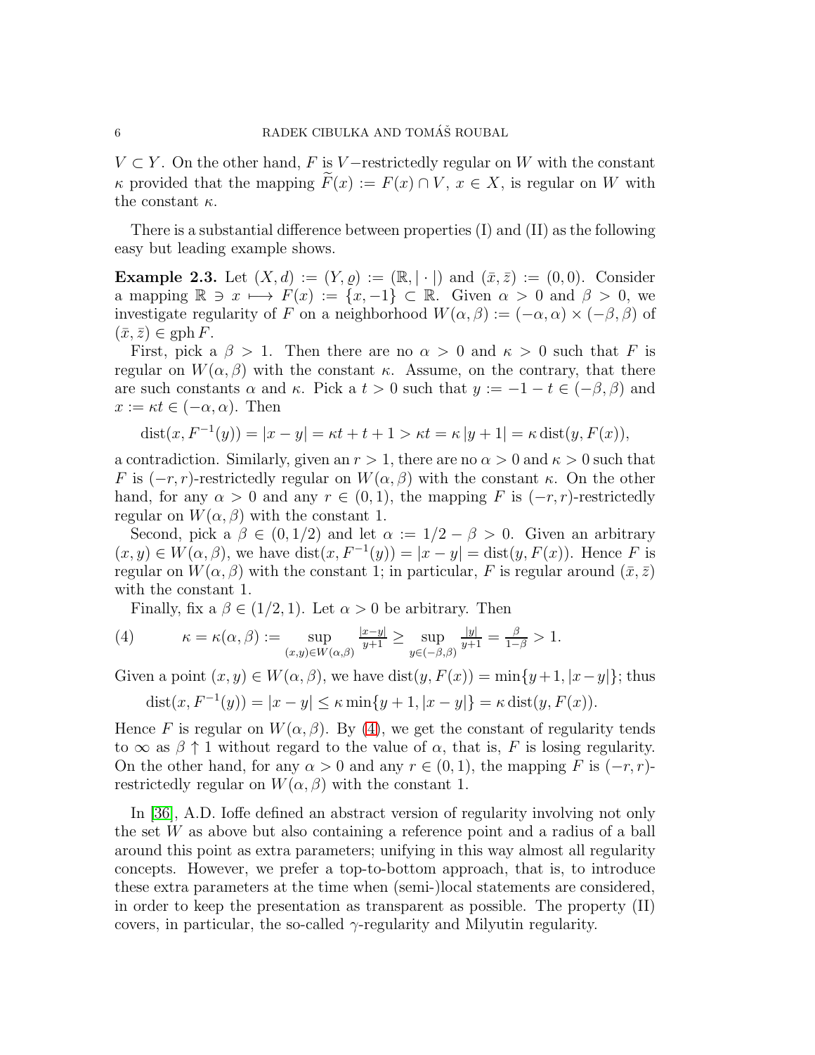$V \subset Y$. On the other hand, $F$ is $V$−restrictedly regular on $W$ with the constant $\kappa$ provided that the mapping $\widetilde{F}(x) := F(x) \cap V$, $x \in X$, is regular on $W$ with the constant $\kappa$.

There is a substantial difference between properties (I) and (II) as the following easy but leading example shows.

**Example 2.3.** Let $(X, d) := (Y, \varrho) := (\mathbb{R}, |\cdot|)$ and $(\bar{x}, \bar{z}) := (0, 0)$. Consider a mapping $\mathbb{R} \ni x \longmapsto F(x) := \{x, -1\} \subset \mathbb{R}$. Given $\alpha > 0$ and $\beta > 0$, we investigate regularity of $F$ on a neighborhood $W(\alpha, \beta) := (-\alpha, \alpha) \times (-\beta, \beta)$ of $(\bar{x}, \bar{z}) \in \operatorname{gph} F$.

First, pick a $\beta > 1$. Then there are no $\alpha > 0$ and $\kappa > 0$ such that $F$ is regular on $W(\alpha, \beta)$ with the constant $\kappa$. Assume, on the contrary, that there are such constants $\alpha$ and $\kappa$. Pick a $t > 0$ such that $y := -1 - t \in (-\beta, \beta)$ and $x := \kappa t \in (-\alpha, \alpha)$. Then

$$\operatorname{dist}(x, F^{-1}(y)) = |x - y| = \kappa t + t + 1 > \kappa t = \kappa\, |y + 1| = \kappa \operatorname{dist}(y, F(x)),$$

a contradiction. Similarly, given an $r > 1$, there are no $\alpha > 0$ and $\kappa > 0$ such that $F$ is $(-r, r)$-restrictedly regular on $W(\alpha, \beta)$ with the constant $\kappa$. On the other hand, for any $\alpha > 0$ and any $r \in (0, 1)$, the mapping $F$ is $(-r, r)$-restrictedly regular on $W(\alpha, \beta)$ with the constant 1.

Second, pick a $\beta \in (0, 1/2)$ and let $\alpha := 1/2 - \beta > 0$. Given an arbitrary $(x, y) \in W(\alpha, \beta)$, we have $\operatorname{dist}(x, F^{-1}(y)) = |x - y| = \operatorname{dist}(y, F(x))$. Hence $F$ is regular on $W(\alpha, \beta)$ with the constant 1; in particular, $F$ is regular around $(\bar{x}, \bar{z})$ with the constant 1.

Finally, fix a $\beta \in (1/2, 1)$. Let $\alpha > 0$ be arbitrary. Then

$$\kappa = \kappa(\alpha, \beta) := \sup_{(x,y) \in W(\alpha,\beta)} \tfrac{|x-y|}{y+1} \geq \sup_{y \in (-\beta,\beta)} \tfrac{|y|}{y+1} = \tfrac{\beta}{1-\beta} > 1. \tag{4}$$

Given a point $(x, y) \in W(\alpha, \beta)$, we have $\operatorname{dist}(y, F(x)) = \min\{y + 1, |x - y|\}$; thus

$$\operatorname{dist}(x, F^{-1}(y)) = |x - y| \leq \kappa \min\{y + 1, |x - y|\} = \kappa \operatorname{dist}(y, F(x)).$$

Hence $F$ is regular on $W(\alpha, \beta)$. By (4), we get the constant of regularity tends to $\infty$ as $\beta \uparrow 1$ without regard to the value of $\alpha$, that is, $F$ is losing regularity. On the other hand, for any $\alpha > 0$ and any $r \in (0, 1)$, the mapping $F$ is $(-r, r)$-restrictedly regular on $W(\alpha, \beta)$ with the constant 1.

In [36], A.D. Ioffe defined an abstract version of regularity involving not only the set $W$ as above but also containing a reference point and a radius of a ball around this point as extra parameters; unifying in this way almost all regularity concepts. However, we prefer a top-to-bottom approach, that is, to introduce these extra parameters at the time when (semi-)local statements are considered, in order to keep the presentation as transparent as possible. The property (II) covers, in particular, the so-called $\gamma$-regularity and Milyutin regularity.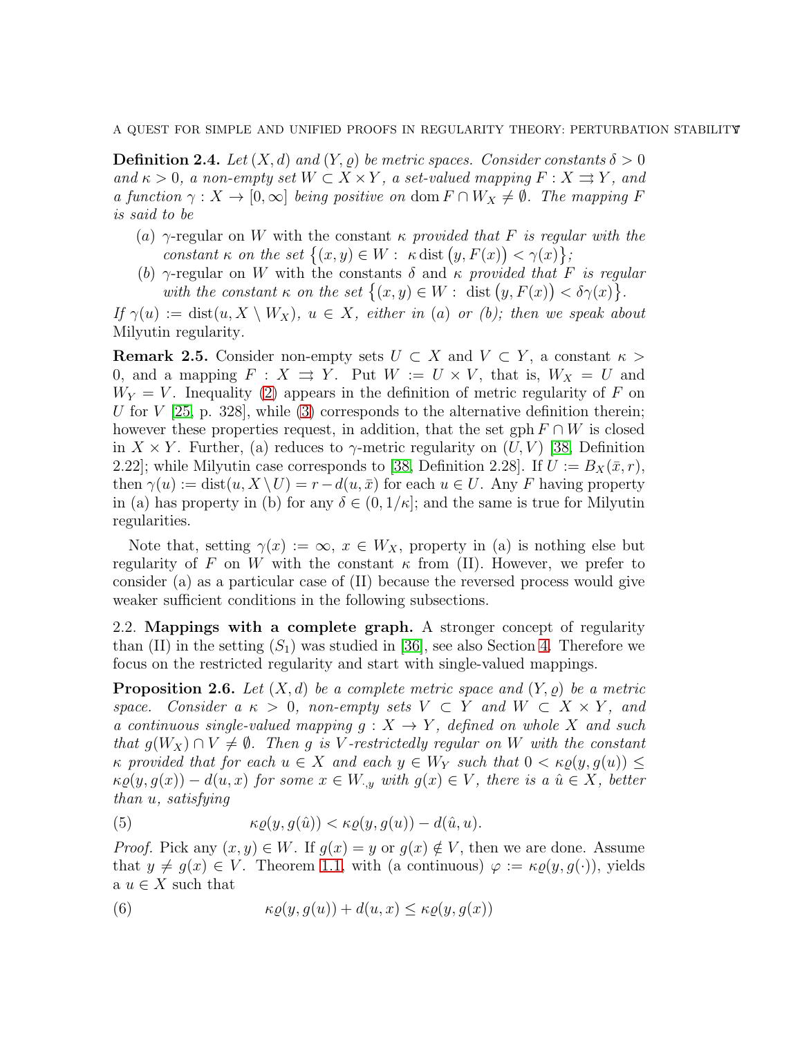**Definition 2.4.** *Let $(X,d)$ and $(Y,\varrho)$ be metric spaces. Consider constants $\delta > 0$ and $\kappa > 0$, a non-empty set $W \subset X \times Y$, a set-valued mapping $F : X \rightrightarrows Y$, and a function $\gamma : X \to [0,\infty]$ being positive on $\operatorname{dom} F \cap W_X \neq \emptyset$. The mapping $F$ is said to be*

- (a) $\gamma$-regular on $W$ with the constant $\kappa$ *provided that $F$ is regular with the constant $\kappa$ on the set $\{(x,y) \in W : \ \kappa \operatorname{dist}(y, F(x)) < \gamma(x)\}$;*
- (b) $\gamma$-regular on $W$ with the constants $\delta$ and $\kappa$ *provided that $F$ is regular with the constant $\kappa$ on the set $\{(x,y) \in W : \ \operatorname{dist}(y, F(x)) < \delta\gamma(x)\}$.*

*If $\gamma(u) := \operatorname{dist}(u, X \setminus W_X)$, $u \in X$, either in (a) or (b); then we speak about* Milyutin regularity.

**Remark 2.5.** Consider non-empty sets $U \subset X$ and $V \subset Y$, a constant $\kappa > 0$, and a mapping $F : X \rightrightarrows Y$. Put $W := U \times V$, that is, $W_X = U$ and $W_Y = V$. Inequality (2) appears in the definition of metric regularity of $F$ on $U$ for $V$ [25, p. 328], while (3) corresponds to the alternative definition therein; however these properties request, in addition, that the set $\operatorname{gph} F \cap W$ is closed in $X \times Y$. Further, (a) reduces to $\gamma$-metric regularity on $(U,V)$ [38, Definition 2.22]; while Milyutin case corresponds to [38, Definition 2.28]. If $U := B_X(\bar{x}, r)$, then $\gamma(u) := \operatorname{dist}(u, X \setminus U) = r - d(u,\bar{x})$ for each $u \in U$. Any $F$ having property in (a) has property in (b) for any $\delta \in (0, 1/\kappa]$; and the same is true for Milyutin regularities.

Note that, setting $\gamma(x) := \infty$, $x \in W_X$, property in (a) is nothing else but regularity of $F$ on $W$ with the constant $\kappa$ from (II). However, we prefer to consider (a) as a particular case of (II) because the reversed process would give weaker sufficient conditions in the following subsections.

### 2.2. Mappings with a complete graph.

A stronger concept of regularity than (II) in the setting $(S_1)$ was studied in [36], see also Section 4. Therefore we focus on the restricted regularity and start with single-valued mappings.

**Proposition 2.6.** *Let $(X,d)$ be a complete metric space and $(Y,\varrho)$ be a metric space. Consider a $\kappa > 0$, non-empty sets $V \subset Y$ and $W \subset X \times Y$, and a continuous single-valued mapping $g : X \to Y$, defined on whole $X$ and such that $g(W_X) \cap V \neq \emptyset$. Then $g$ is $V$-restrictedly regular on $W$ with the constant $\kappa$ provided that for each $u \in X$ and each $y \in W_Y$ such that $0 < \kappa\varrho(y, g(u)) \le \kappa\varrho(y, g(x)) - d(u,x)$ for some $x \in W_{\cdot,y}$ with $g(x) \in V$, there is a $\hat{u} \in X$, better than $u$, satisfying*

$$\kappa\varrho(y, g(\hat{u})) < \kappa\varrho(y, g(u)) - d(\hat{u}, u). \tag{5}$$

*Proof.* Pick any $(x,y) \in W$. If $g(x) = y$ or $g(x) \notin V$, then we are done. Assume that $y \neq g(x) \in V$. Theorem 1.1, with (a continuous) $\varphi := \kappa\varrho(y, g(\cdot))$, yields a $u \in X$ such that

$$\kappa\varrho(y, g(u)) + d(u,x) \le \kappa\varrho(y, g(x)) \tag{6}$$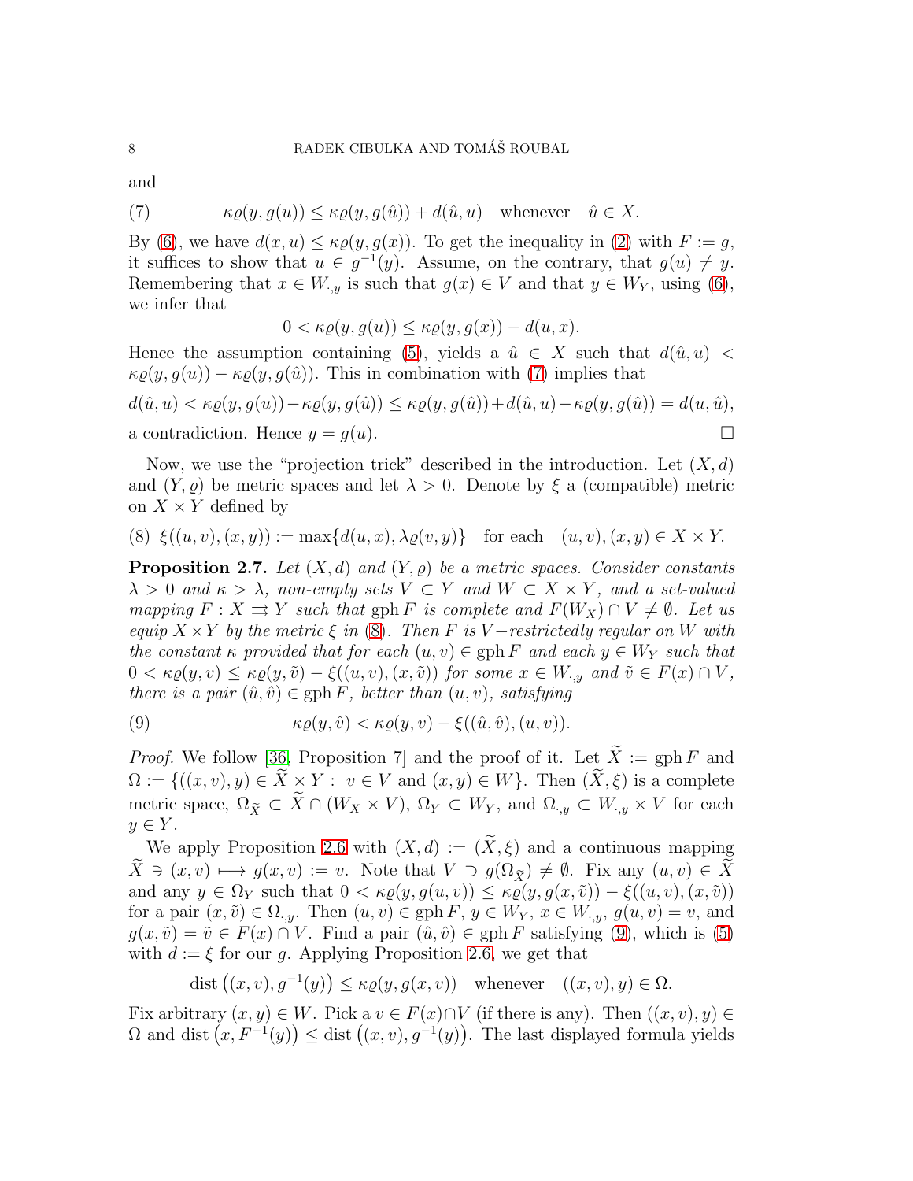and

$$\kappa\varrho(y, g(u)) \leq \kappa\varrho(y, g(\hat{u})) + d(\hat{u}, u) \quad \text{whenever} \quad \hat{u} \in X. \tag{7}$$

By (6), we have $d(x, u) \leq \kappa\varrho(y, g(x))$. To get the inequality in (2) with $F := g$, it suffices to show that $u \in g^{-1}(y)$. Assume, on the contrary, that $g(u) \neq y$. Remembering that $x \in W_{\cdot,y}$ is such that $g(x) \in V$ and that $y \in W_Y$, using (6), we infer that

$$0 < \kappa\varrho(y, g(u)) \leq \kappa\varrho(y, g(x)) - d(u, x).$$

Hence the assumption containing (5), yields a $\hat{u} \in X$ such that $d(\hat{u}, u) < \kappa\varrho(y, g(u)) - \kappa\varrho(y, g(\hat{u}))$. This in combination with (7) implies that

$$d(\hat{u}, u) < \kappa\varrho(y, g(u)) - \kappa\varrho(y, g(\hat{u})) \leq \kappa\varrho(y, g(\hat{u})) + d(\hat{u}, u) - \kappa\varrho(y, g(\hat{u})) = d(u, \hat{u}),$$

a contradiction. Hence $y = g(u)$. $\square$

Now, we use the "projection trick" described in the introduction. Let $(X, d)$ and $(Y, \varrho)$ be metric spaces and let $\lambda > 0$. Denote by $\xi$ a (compatible) metric on $X \times Y$ defined by

$$\xi((u, v), (x, y)) := \max\{d(u, x), \lambda\varrho(v, y)\} \quad \text{for each} \quad (u, v), (x, y) \in X \times Y. \tag{8}$$

**Proposition 2.7.** *Let $(X, d)$ and $(Y, \varrho)$ be a metric spaces. Consider constants $\lambda > 0$ and $\kappa > \lambda$, non-empty sets $V \subset Y$ and $W \subset X \times Y$, and a set-valued mapping $F : X \rightrightarrows Y$ such that $\operatorname{gph} F$ is complete and $F(W_X) \cap V \neq \emptyset$. Let us equip $X \times Y$ by the metric $\xi$ in (8). Then $F$ is $V-$restrictedly regular on $W$ with the constant $\kappa$ provided that for each $(u, v) \in \operatorname{gph} F$ and each $y \in W_Y$ such that $0 < \kappa\varrho(y, v) \leq \kappa\varrho(y, \tilde{v}) - \xi((u, v), (x, \tilde{v}))$ for some $x \in W_{\cdot,y}$ and $\tilde{v} \in F(x) \cap V$, there is a pair $(\hat{u}, \hat{v}) \in \operatorname{gph} F$, better than $(u, v)$, satisfying*

$$\kappa\varrho(y, \hat{v}) < \kappa\varrho(y, v) - \xi((\hat{u}, \hat{v}), (u, v)). \tag{9}$$

*Proof.* We follow [36, Proposition 7] and the proof of it. Let $\widetilde{X} := \operatorname{gph} F$ and $\Omega := \{((x, v), y) \in \widetilde{X} \times Y : \ v \in V \text{ and } (x, y) \in W\}$. Then $(\widetilde{X}, \xi)$ is a complete metric space, $\Omega_{\widetilde{X}} \subset \widetilde{X} \cap (W_X \times V)$, $\Omega_Y \subset W_Y$, and $\Omega_{\cdot,y} \subset W_{\cdot,y} \times V$ for each $y \in Y$.

We apply Proposition 2.6 with $(X, d) := (\widetilde{X}, \xi)$ and a continuous mapping $\widetilde{X} \ni (x, v) \longmapsto g(x, v) := v$. Note that $V \supset g(\Omega_{\widetilde{X}}) \neq \emptyset$. Fix any $(u, v) \in \widetilde{X}$ and any $y \in \Omega_Y$ such that $0 < \kappa\varrho(y, g(u, v)) \leq \kappa\varrho(y, g(x, \tilde{v})) - \xi((u, v), (x, \tilde{v}))$ for a pair $(x, \tilde{v}) \in \Omega_{\cdot,y}$. Then $(u, v) \in \operatorname{gph} F$, $y \in W_Y$, $x \in W_{\cdot,y}$, $g(u, v) = v$, and $g(x, \tilde{v}) = \tilde{v} \in F(x) \cap V$. Find a pair $(\hat{u}, \hat{v}) \in \operatorname{gph} F$ satisfying (9), which is (5) with $d := \xi$ for our $g$. Applying Proposition 2.6, we get that

$$\operatorname{dist}\big((x, v), g^{-1}(y)\big) \leq \kappa\varrho(y, g(x, v)) \quad \text{whenever} \quad ((x, v), y) \in \Omega.$$

Fix arbitrary $(x, y) \in W$. Pick a $v \in F(x) \cap V$ (if there is any). Then $((x, v), y) \in \Omega$ and $\operatorname{dist}\big(x, F^{-1}(y)\big) \leq \operatorname{dist}\big((x, v), g^{-1}(y)\big)$. The last displayed formula yields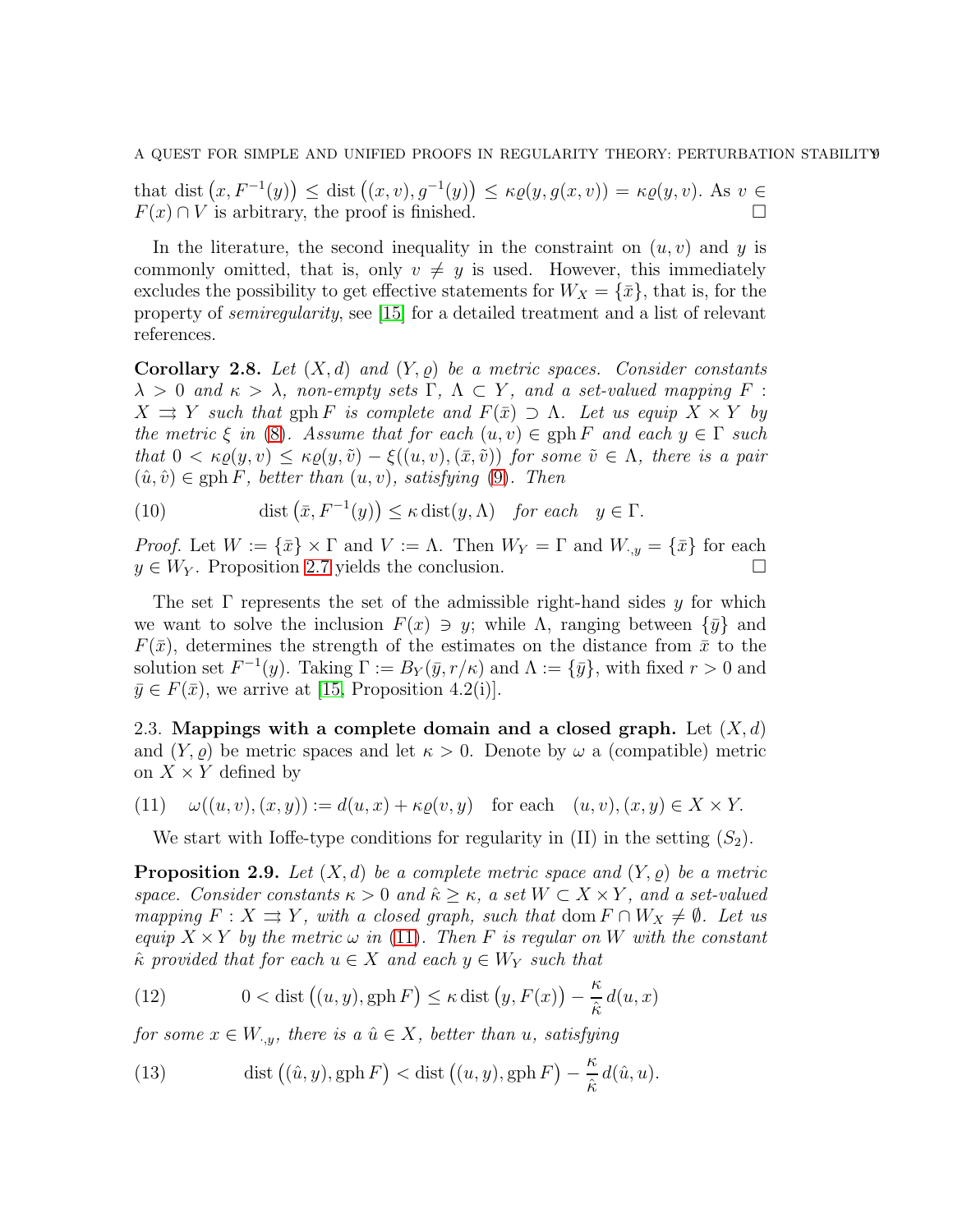that $\operatorname{dist}\big(x, F^{-1}(y)\big) \le \operatorname{dist}\big((x,v), g^{-1}(y)\big) \le \kappa \varrho(y, g(x,v)) = \kappa\varrho(y,v)$. As $v \in F(x) \cap V$ is arbitrary, the proof is finished. $\square$

In the literature, the second inequality in the constraint on $(u,v)$ and $y$ is commonly omitted, that is, only $v \neq y$ is used. However, this immediately excludes the possibility to get effective statements for $W_X = \{\bar{x}\}$, that is, for the property of *semiregularity*, see [15] for a detailed treatment and a list of relevant references.

**Corollary 2.8.** *Let $(X,d)$ and $(Y,\varrho)$ be a metric spaces. Consider constants $\lambda > 0$ and $\kappa > \lambda$, non-empty sets $\Gamma$, $\Lambda \subset Y$, and a set-valued mapping $F : X \rightrightarrows Y$ such that $\operatorname{gph} F$ is complete and $F(\bar{x}) \supset \Lambda$. Let us equip $X \times Y$ by the metric $\xi$ in (8). Assume that for each $(u,v) \in \operatorname{gph} F$ and each $y \in \Gamma$ such that $0 < \kappa\varrho(y,v) \le \kappa\varrho(y,\tilde{v}) - \xi((u,v),(\bar{x},\tilde{v}))$ for some $\tilde{v} \in \Lambda$, there is a pair $(\hat{u},\hat{v}) \in \operatorname{gph} F$, better than $(u,v)$, satisfying (9). Then*

$$\operatorname{dist}\big(\bar{x}, F^{-1}(y)\big) \le \kappa \operatorname{dist}(y, \Lambda) \quad \text{for each} \quad y \in \Gamma. \tag{10}$$

*Proof.* Let $W := \{\bar{x}\} \times \Gamma$ and $V := \Lambda$. Then $W_Y = \Gamma$ and $W_{\cdot,y} = \{\bar{x}\}$ for each $y \in W_Y$. Proposition 2.7 yields the conclusion. $\square$

The set $\Gamma$ represents the set of the admissible right-hand sides $y$ for which we want to solve the inclusion $F(x) \ni y$; while $\Lambda$, ranging between $\{\bar{y}\}$ and $F(\bar{x})$, determines the strength of the estimates on the distance from $\bar{x}$ to the solution set $F^{-1}(y)$. Taking $\Gamma := B_Y(\bar{y}, r/\kappa)$ and $\Lambda := \{\bar{y}\}$, with fixed $r > 0$ and $\bar{y} \in F(\bar{x})$, we arrive at [15, Proposition 4.2(i)].

### 2.3. Mappings with a complete domain and a closed graph.

Let $(X,d)$ and $(Y,\varrho)$ be metric spaces and let $\kappa > 0$. Denote by $\omega$ a (compatible) metric on $X \times Y$ defined by

$$\omega((u,v),(x,y)) := d(u,x) + \kappa\varrho(v,y) \quad \text{for each} \quad (u,v),(x,y) \in X \times Y. \tag{11}$$

We start with Ioffe-type conditions for regularity in (II) in the setting $(S_2)$.

**Proposition 2.9.** *Let $(X,d)$ be a complete metric space and $(Y,\varrho)$ be a metric space. Consider constants $\kappa > 0$ and $\hat{\kappa} \ge \kappa$, a set $W \subset X \times Y$, and a set-valued mapping $F : X \rightrightarrows Y$, with a closed graph, such that $\operatorname{dom} F \cap W_X \neq \emptyset$. Let us equip $X \times Y$ by the metric $\omega$ in (11). Then $F$ is regular on $W$ with the constant $\hat{\kappa}$ provided that for each $u \in X$ and each $y \in W_Y$ such that*

$$0 < \operatorname{dist}\big((u,y), \operatorname{gph} F\big) \le \kappa \operatorname{dist}\big(y, F(x)\big) - \frac{\kappa}{\hat{\kappa}} d(u,x) \tag{12}$$

*for some $x \in W_{\cdot,y}$, there is a $\hat{u} \in X$, better than $u$, satisfying*

$$\operatorname{dist}\big((\hat{u},y), \operatorname{gph} F\big) < \operatorname{dist}\big((u,y), \operatorname{gph} F\big) - \frac{\kappa}{\hat{\kappa}} d(\hat{u},u). \tag{13}$$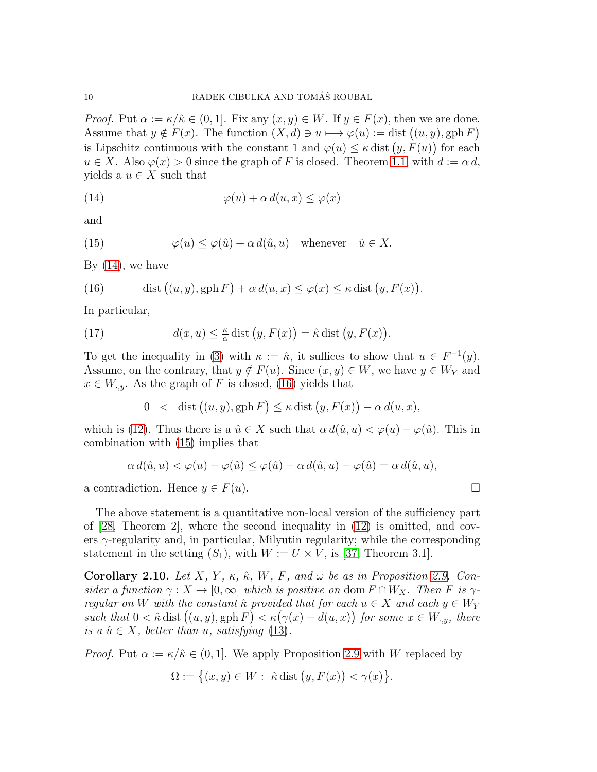*Proof.* Put $\alpha := \kappa/\hat{\kappa} \in (0, 1]$. Fix any $(x, y) \in W$. If $y \in F(x)$, then we are done. Assume that $y \notin F(x)$. The function $(X, d) \ni u \longmapsto \varphi(u) := \operatorname{dist}\big((u, y), \operatorname{gph} F\big)$ is Lipschitz continuous with the constant 1 and $\varphi(u) \le \kappa \operatorname{dist}\big(y, F(u)\big)$ for each $u \in X$. Also $\varphi(x) > 0$ since the graph of $F$ is closed. Theorem 1.1, with $d := \alpha\, d$, yields a $u \in X$ such that

$$\varphi(u) + \alpha\, d(u, x) \le \varphi(x) \tag{14}$$

and

$$\varphi(u) \le \varphi(\hat{u}) + \alpha\, d(\hat{u}, u) \quad \text{whenever} \quad \hat{u} \in X. \tag{15}$$

By (14), we have

$$\operatorname{dist}\big((u, y), \operatorname{gph} F\big) + \alpha\, d(u, x) \le \varphi(x) \le \kappa \operatorname{dist}\big(y, F(x)\big). \tag{16}$$

In particular,

$$d(x, u) \le \tfrac{\kappa}{\alpha} \operatorname{dist}\big(y, F(x)\big) = \hat{\kappa} \operatorname{dist}\big(y, F(x)\big). \tag{17}$$

To get the inequality in (3) with $\kappa := \hat{\kappa}$, it suffices to show that $u \in F^{-1}(y)$. Assume, on the contrary, that $y \notin F(u)$. Since $(x, y) \in W$, we have $y \in W_Y$ and $x \in W_{\cdot,y}$. As the graph of $F$ is closed, (16) yields that

$$0 \;<\; \operatorname{dist}\big((u, y), \operatorname{gph} F\big) \le \kappa \operatorname{dist}\big(y, F(x)\big) - \alpha\, d(u, x),$$

which is (12). Thus there is a $\hat{u} \in X$ such that $\alpha\, d(\hat{u}, u) < \varphi(u) - \varphi(\hat{u})$. This in combination with (15) implies that

$$\alpha\, d(\hat{u}, u) < \varphi(u) - \varphi(\hat{u}) \le \varphi(\hat{u}) + \alpha\, d(\hat{u}, u) - \varphi(\hat{u}) = \alpha\, d(\hat{u}, u),$$

a contradiction. Hence $y \in F(u)$. $\square$

The above statement is a quantitative non-local version of the sufficiency part of [28, Theorem 2], where the second inequality in (12) is omitted, and covers $\gamma$-regularity and, in particular, Milyutin regularity; while the corresponding statement in the setting $(S_1)$, with $W := U \times V$, is [37, Theorem 3.1].

**Corollary 2.10.** *Let $X$, $Y$, $\kappa$, $\hat{\kappa}$, $W$, $F$, and $\omega$ be as in Proposition 2.9. Consider a function $\gamma : X \to [0, \infty]$ which is positive on $\operatorname{dom} F \cap W_X$. Then $F$ is $\gamma$-regular on $W$ with the constant $\hat{\kappa}$ provided that for each $u \in X$ and each $y \in W_Y$ such that $0 < \hat{\kappa} \operatorname{dist}\big((u, y), \operatorname{gph} F\big) < \kappa\big(\gamma(x) - d(u, x)\big)$ for some $x \in W_{\cdot,y}$, there is a $\hat{u} \in X$, better than $u$, satisfying (13).*

*Proof.* Put $\alpha := \kappa/\hat{\kappa} \in (0, 1]$. We apply Proposition 2.9 with $W$ replaced by

$$\Omega := \big\{(x, y) \in W : \; \hat{\kappa} \operatorname{dist}\big(y, F(x)\big) < \gamma(x)\big\}.$$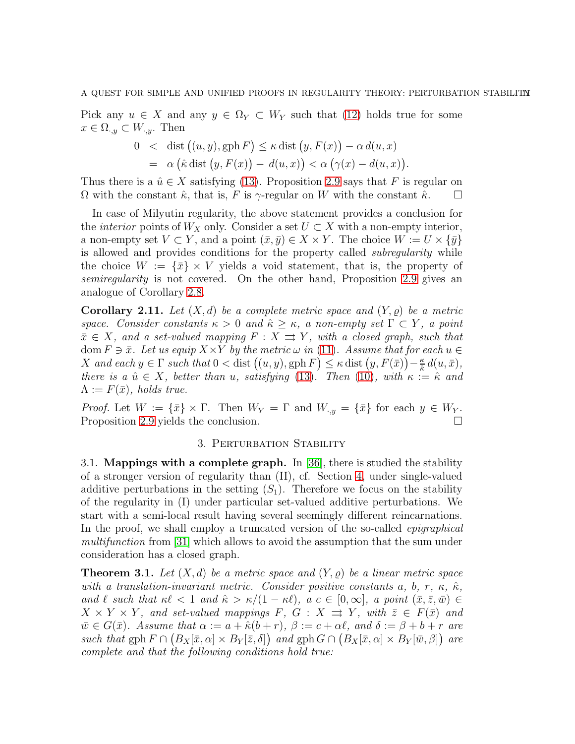Pick any $u \in X$ and any $y \in \Omega_Y \subset W_Y$ such that (12) holds true for some $x \in \Omega_{\cdot,y} \subset W_{\cdot,y}$. Then

$$
\begin{aligned}
0 \;&<\; \operatorname{dist}\big((u,y), \operatorname{gph} F\big) \le \kappa \operatorname{dist}\big(y, F(x)\big) - \alpha\, d(u,x) \\
&=\; \alpha\,\big(\hat\kappa \operatorname{dist}\big(y, F(x)\big) - d(u,x)\big) < \alpha\,\big(\gamma(x) - d(u,x)\big).
\end{aligned}
$$

Thus there is a $\hat u \in X$ satisfying (13). Proposition 2.9 says that $F$ is regular on $\Omega$ with the constant $\hat\kappa$, that is, $F$ is $\gamma$-regular on $W$ with the constant $\hat\kappa$. $\square$

In case of Milyutin regularity, the above statement provides a conclusion for the *interior* points of $W_X$ only. Consider a set $U \subset X$ with a non-empty interior, a non-empty set $V \subset Y$, and a point $(\bar x, \bar y) \in X \times Y$. The choice $W := U \times \{\bar y\}$ is allowed and provides conditions for the property called *subregularity* while the choice $W := \{\bar x\} \times V$ yields a void statement, that is, the property of *semiregularity* is not covered. On the other hand, Proposition 2.9 gives an analogue of Corollary 2.8.

**Corollary 2.11.** *Let $(X,d)$ be a complete metric space and $(Y,\varrho)$ be a metric space. Consider constants $\kappa > 0$ and $\hat\kappa \ge \kappa$, a non-empty set $\Gamma \subset Y$, a point $\bar x \in X$, and a set-valued mapping $F : X \rightrightarrows Y$, with a closed graph, such that $\operatorname{dom} F \ni \bar x$. Let us equip $X \times Y$ by the metric $\omega$ in (11). Assume that for each $u \in X$ and each $y \in \Gamma$ such that $0 < \operatorname{dist}\big((u,y), \operatorname{gph} F\big) \le \kappa \operatorname{dist}\big(y, F(\bar x)\big) - \frac{\kappa}{\hat\kappa}\, d(u, \bar x)$, there is a $\hat u \in X$, better than $u$, satisfying (13). Then (10), with $\kappa := \hat\kappa$ and $\Lambda := F(\bar x)$, holds true.*

*Proof.* Let $W := \{\bar x\} \times \Gamma$. Then $W_Y = \Gamma$ and $W_{\cdot,y} = \{\bar x\}$ for each $y \in W_Y$. Proposition 2.9 yields the conclusion. $\square$

## 3. Perturbation Stability

**3.1. Mappings with a complete graph.** In [36], there is studied the stability of a stronger version of regularity than (II), cf. Section 4, under single-valued additive perturbations in the setting $(S_1)$. Therefore we focus on the stability of the regularity in (I) under particular set-valued additive perturbations. We start with a semi-local result having several seemingly different reincarnations. In the proof, we shall employ a truncated version of the so-called *epigraphical multifunction* from [31] which allows to avoid the assumption that the sum under consideration has a closed graph.

**Theorem 3.1.** *Let $(X,d)$ be a metric space and $(Y,\varrho)$ be a linear metric space with a translation-invariant metric. Consider positive constants $a$, $b$, $r$, $\kappa$, $\hat\kappa$, and $\ell$ such that $\kappa\ell < 1$ and $\hat\kappa > \kappa/(1-\kappa\ell)$, a $c \in [0,\infty]$, a point $(\bar x, \bar z, \bar w) \in X \times Y \times Y$, and set-valued mappings $F$, $G : X \rightrightarrows Y$, with $\bar z \in F(\bar x)$ and $\bar w \in G(\bar x)$. Assume that $\alpha := a + \hat\kappa(b + r)$, $\beta := c + \alpha\ell$, and $\delta := \beta + b + r$ are such that $\operatorname{gph} F \cap \big(B_X[\bar x, \alpha] \times B_Y[\bar z, \delta]\big)$ and $\operatorname{gph} G \cap \big(B_X[\bar x, \alpha] \times B_Y[\bar w, \beta]\big)$ are complete and that the following conditions hold true:*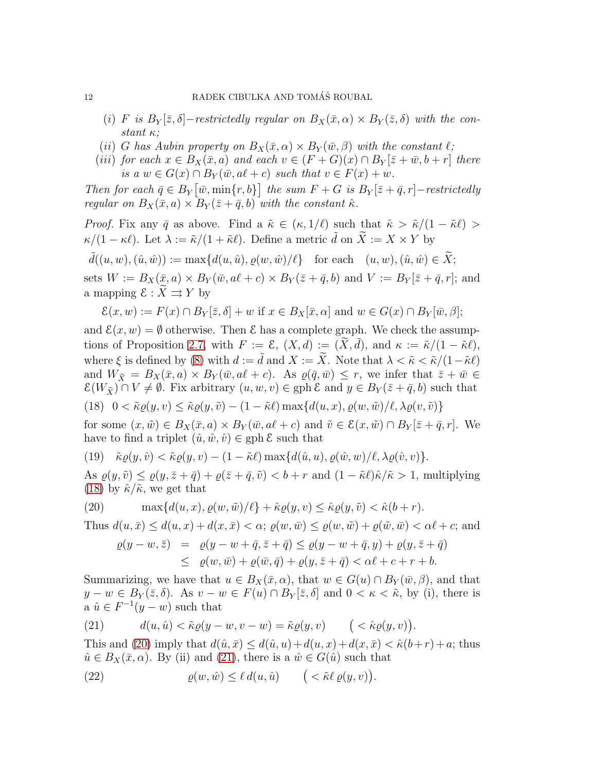(i) $F$ is $B_Y[\bar{z},\delta]$−restrictedly regular on $B_X(\bar{x},\alpha) \times B_Y(\bar{z},\delta)$ with the constant $\kappa$;

(ii) $G$ has Aubin property on $B_X(\bar{x},\alpha) \times B_Y(\bar{w},\beta)$ with the constant $\ell$;

(iii) for each $x \in B_X(\bar{x},a)$ and each $v \in (F+G)(x) \cap B_Y[\bar{z}+\bar{w}, b+r]$ there is a $w \in G(x) \cap B_Y(\bar{w}, a\ell + c)$ such that $v \in F(x) + w$.

*Then for each* $\bar{q} \in B_Y\big[\bar{w}, \min\{r,b\}\big]$ *the sum* $F+G$ *is* $B_Y[\bar{z}+\bar{q}, r]$*−restrictedly regular on* $B_X(\bar{x},a) \times B_Y(\bar{z}+\bar{q}, b)$ *with the constant* $\hat{\kappa}$.

*Proof.* Fix any $\bar{q}$ as above. Find a $\tilde{\kappa} \in (\kappa, 1/\ell)$ such that $\hat{\kappa} > \tilde{\kappa}/(1-\tilde{\kappa}\ell) > \kappa/(1-\kappa\ell)$. Let $\lambda := \tilde{\kappa}/(1+\tilde{\kappa}\ell)$. Define a metric $\tilde{d}$ on $\widetilde{X} := X \times Y$ by

$$\tilde{d}((u,w),(\hat{u},\hat{w})) := \max\{d(u,\hat{u}), \varrho(w,\hat{w})/\ell\} \quad \text{for each} \quad (u,w),(\hat{u},\hat{w}) \in \widetilde{X};$$

sets $W := B_X(\bar{x},a) \times B_Y(\bar{w}, a\ell + c) \times B_Y(\bar{z}+\bar{q}, b)$ and $V := B_Y[\bar{z}+\bar{q}, r]$; and a mapping $\mathcal{E} : \widetilde{X} \rightrightarrows Y$ by

$$\mathcal{E}(x,w) := F(x) \cap B_Y[\bar{z},\delta] + w \text{ if } x \in B_X[\bar{x},\alpha] \text{ and } w \in G(x) \cap B_Y[\bar{w},\beta];$$

and $\mathcal{E}(x,w) = \emptyset$ otherwise. Then $\mathcal{E}$ has a complete graph. We check the assumptions of Proposition 2.7, with $F := \mathcal{E}$, $(X,d) := (\widetilde{X},\tilde{d})$, and $\kappa := \tilde{\kappa}/(1-\tilde{\kappa}\ell)$, where $\xi$ is defined by (8) with $d := \tilde{d}$ and $X := \widetilde{X}$. Note that $\lambda < \tilde{\kappa} < \tilde{\kappa}/(1-\tilde{\kappa}\ell)$ and $W_{\widetilde{X}} = B_X(\bar{x},a) \times B_Y(\bar{w}, a\ell + c)$. As $\varrho(\bar{q},\bar{w}) \le r$, we infer that $\bar{z}+\bar{w} \in \mathcal{E}(W_{\widetilde{X}}) \cap V \neq \emptyset$. Fix arbitrary $(u,w,v) \in \operatorname{gph}\mathcal{E}$ and $y \in B_Y(\bar{z}+\bar{q}, b)$ such that

$$0 < \tilde{\kappa}\varrho(y,v) \le \tilde{\kappa}\varrho(y,\tilde{v}) - (1-\tilde{\kappa}\ell)\max\{d(u,x), \varrho(w,\tilde{w})/\ell, \lambda\varrho(v,\tilde{v})\} \tag{18}$$

for some $(x,\tilde{w}) \in B_X(\bar{x},a) \times B_Y(\bar{w}, a\ell + c)$ and $\tilde{v} \in \mathcal{E}(x,\tilde{w}) \cap B_Y[\bar{z}+\bar{q}, r]$. We have to find a triplet $(\hat{u},\hat{w},\hat{v}) \in \operatorname{gph}\mathcal{E}$ such that

$$\tilde{\kappa}\varrho(y,\hat{v}) < \tilde{\kappa}\varrho(y,v) - (1-\tilde{\kappa}\ell)\max\{d(\hat{u},u), \varrho(\hat{w},w)/\ell, \lambda\varrho(\hat{v},v)\}. \tag{19}$$

As $\varrho(y,\tilde{v}) \le \varrho(y,\bar{z}+\bar{q}) + \varrho(\bar{z}+\bar{q},\tilde{v}) < b + r$ and $(1-\tilde{\kappa}\ell)\hat{\kappa}/\tilde{\kappa} > 1$, multiplying (18) by $\hat{\kappa}/\tilde{\kappa}$, we get that

$$\max\{d(u,x), \varrho(w,\tilde{w})/\ell\} + \hat{\kappa}\varrho(y,v) \le \hat{\kappa}\varrho(y,\tilde{v}) < \hat{\kappa}(b+r). \tag{20}$$

Thus $d(u,\bar{x}) \le d(u,x) + d(x,\bar{x}) < \alpha$; $\varrho(w,\bar{w}) \le \varrho(w,\tilde{w}) + \varrho(\tilde{w},\bar{w}) < \alpha\ell + c$; and

$$\begin{aligned}
\varrho(y-w,\bar{z}) &= \varrho(y-w+\bar{q}, \bar{z}+\bar{q}) \le \varrho(y-w+\bar{q}, y) + \varrho(y, \bar{z}+\bar{q}) \\
&\le \varrho(w,\bar{w}) + \varrho(\bar{w},\bar{q}) + \varrho(y,\bar{z}+\bar{q}) < \alpha\ell + c + r + b.
\end{aligned}$$

Summarizing, we have that $u \in B_X(\bar{x},\alpha)$, that $w \in G(u) \cap B_Y(\bar{w},\beta)$, and that $y - w \in B_Y(\bar{z},\delta)$. As $v - w \in F(u) \cap B_Y[\bar{z},\delta]$ and $0 < \kappa < \tilde{\kappa}$, by (i), there is a $\hat{u} \in F^{-1}(y-w)$ such that

$$d(u,\hat{u}) < \tilde{\kappa}\varrho(y-w, v-w) = \tilde{\kappa}\varrho(y,v) \qquad \big(< \hat{\kappa}\varrho(y,v)\big). \tag{21}$$

This and (20) imply that $d(\hat{u},\bar{x}) \le d(\hat{u},u) + d(u,x) + d(x,\bar{x}) < \hat{\kappa}(b+r) + a$; thus $\hat{u} \in B_X(\bar{x},\alpha)$. By (ii) and (21), there is a $\hat{w} \in G(\hat{u})$ such that

$$\varrho(w,\hat{w}) \le \ell\, d(u,\hat{u}) \qquad \big(< \tilde{\kappa}\ell\, \varrho(y,v)\big). \tag{22}$$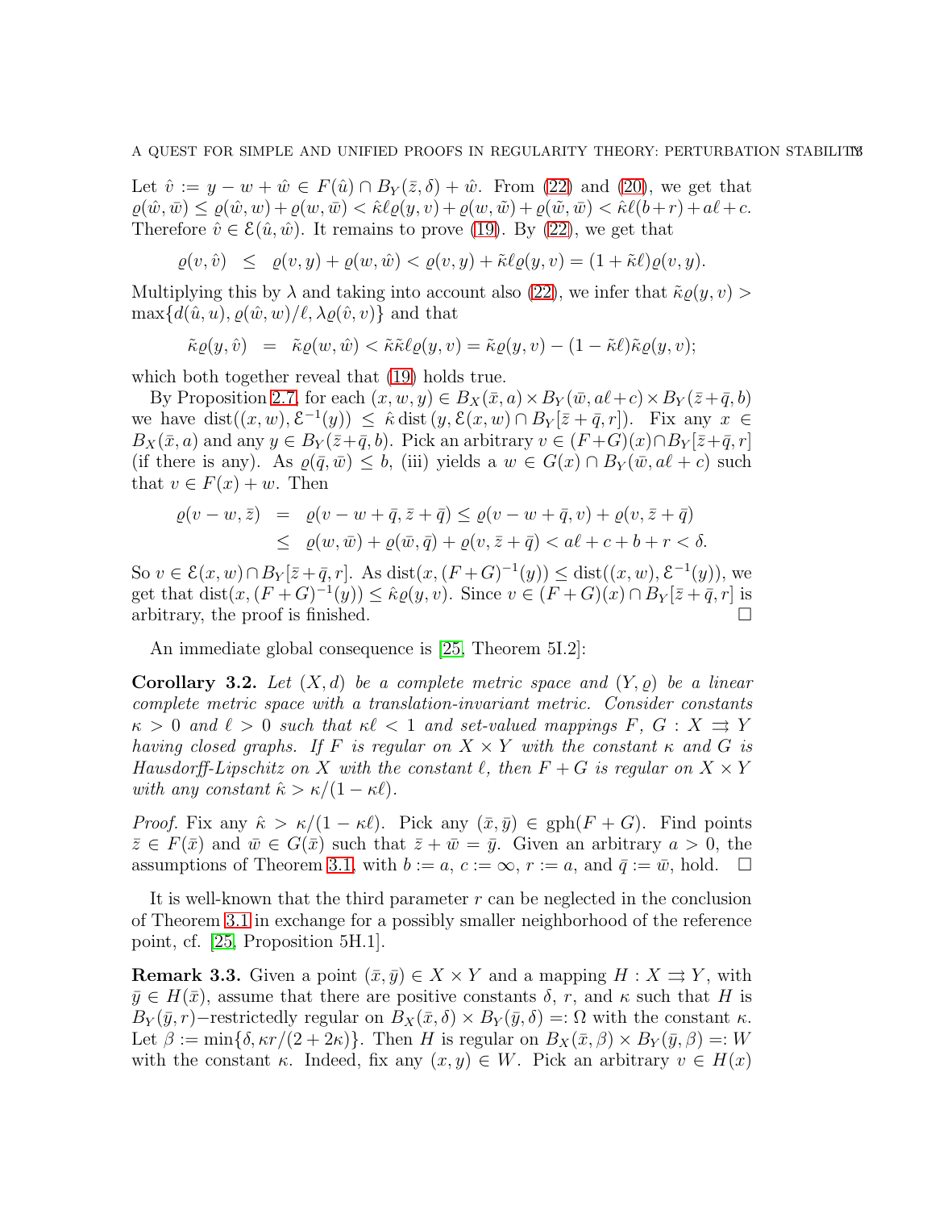Let $\hat{v} := y - w + \hat{w} \in F(\hat{u}) \cap B_Y(\bar{z}, \delta) + \hat{w}$. From (22) and (20), we get that $\varrho(\hat{w}, \bar{w}) \le \varrho(\hat{w}, w) + \varrho(w, \bar{w}) < \hat{\kappa}\ell\varrho(y, v) + \varrho(w, \tilde{w}) + \varrho(\tilde{w}, \bar{w}) < \hat{\kappa}\ell(b + r) + a\ell + c$. Therefore $\hat{v} \in \mathcal{E}(\hat{u}, \hat{w})$. It remains to prove (19). By (22), we get that

$$\varrho(v, \hat{v}) \;\le\; \varrho(v, y) + \varrho(w, \hat{w}) < \varrho(v, y) + \tilde{\kappa}\ell\varrho(y, v) = (1 + \tilde{\kappa}\ell)\varrho(v, y).$$

Multiplying this by $\lambda$ and taking into account also (22), we infer that $\tilde{\kappa}\varrho(y, v) > \max\{d(\hat{u}, u), \varrho(\hat{w}, w)/\ell, \lambda\varrho(\hat{v}, v)\}$ and that

$$\tilde{\kappa}\varrho(y, \hat{v}) \;=\; \tilde{\kappa}\varrho(w, \hat{w}) < \tilde{\kappa}\tilde{\kappa}\ell\varrho(y, v) = \tilde{\kappa}\varrho(y, v) - (1 - \tilde{\kappa}\ell)\tilde{\kappa}\varrho(y, v);$$

which both together reveal that (19) holds true.

By Proposition 2.7, for each $(x, w, y) \in B_X(\bar{x}, a) \times B_Y(\bar{w}, a\ell + c) \times B_Y(\bar{z} + \bar{q}, b)$ we have $\operatorname{dist}((x, w), \mathcal{E}^{-1}(y)) \le \hat{\kappa} \operatorname{dist}(y, \mathcal{E}(x, w) \cap B_Y[\bar{z} + \bar{q}, r])$. Fix any $x \in B_X(\bar{x}, a)$ and any $y \in B_Y(\bar{z} + \bar{q}, b)$. Pick an arbitrary $v \in (F + G)(x) \cap B_Y[\bar{z} + \bar{q}, r]$ (if there is any). As $\varrho(\bar{q}, \bar{w}) \le b$, (iii) yields a $w \in G(x) \cap B_Y(\bar{w}, a\ell + c)$ such that $v \in F(x) + w$. Then

$$\begin{aligned}
\varrho(v - w, \bar{z}) \;&=\; \varrho(v - w + \bar{q}, \bar{z} + \bar{q}) \le \varrho(v - w + \bar{q}, v) + \varrho(v, \bar{z} + \bar{q}) \\
&\le\; \varrho(w, \bar{w}) + \varrho(\bar{w}, \bar{q}) + \varrho(v, \bar{z} + \bar{q}) < a\ell + c + b + r < \delta.
\end{aligned}$$

So $v \in \mathcal{E}(x, w) \cap B_Y[\bar{z} + \bar{q}, r]$. As $\operatorname{dist}(x, (F + G)^{-1}(y)) \le \operatorname{dist}((x, w), \mathcal{E}^{-1}(y))$, we get that $\operatorname{dist}(x, (F + G)^{-1}(y)) \le \hat{\kappa}\varrho(y, v)$. Since $v \in (F + G)(x) \cap B_Y[\bar{z} + \bar{q}, r]$ is arbitrary, the proof is finished. $\square$

An immediate global consequence is [25, Theorem 5I.2]:

**Corollary 3.2.** *Let $(X, d)$ be a complete metric space and $(Y, \varrho)$ be a linear complete metric space with a translation-invariant metric. Consider constants $\kappa > 0$ and $\ell > 0$ such that $\kappa\ell < 1$ and set-valued mappings $F$, $G : X \rightrightarrows Y$ having closed graphs. If $F$ is regular on $X \times Y$ with the constant $\kappa$ and $G$ is Hausdorff-Lipschitz on $X$ with the constant $\ell$, then $F + G$ is regular on $X \times Y$ with any constant $\hat{\kappa} > \kappa/(1 - \kappa\ell)$.*

*Proof.* Fix any $\hat{\kappa} > \kappa/(1 - \kappa\ell)$. Pick any $(\bar{x}, \bar{y}) \in \operatorname{gph}(F + G)$. Find points $\bar{z} \in F(\bar{x})$ and $\bar{w} \in G(\bar{x})$ such that $\bar{z} + \bar{w} = \bar{y}$. Given an arbitrary $a > 0$, the assumptions of Theorem 3.1, with $b := a$, $c := \infty$, $r := a$, and $\bar{q} := \bar{w}$, hold. $\square$

It is well-known that the third parameter $r$ can be neglected in the conclusion of Theorem 3.1 in exchange for a possibly smaller neighborhood of the reference point, cf. [25, Proposition 5H.1].

**Remark 3.3.** Given a point $(\bar{x}, \bar{y}) \in X \times Y$ and a mapping $H : X \rightrightarrows Y$, with $\bar{y} \in H(\bar{x})$, assume that there are positive constants $\delta$, $r$, and $\kappa$ such that $H$ is $B_Y(\bar{y}, r)$−restrictedly regular on $B_X(\bar{x}, \delta) \times B_Y(\bar{y}, \delta) =: \Omega$ with the constant $\kappa$. Let $\beta := \min\{\delta, \kappa r/(2 + 2\kappa)\}$. Then $H$ is regular on $B_X(\bar{x}, \beta) \times B_Y(\bar{y}, \beta) =: W$ with the constant $\kappa$. Indeed, fix any $(x, y) \in W$. Pick an arbitrary $v \in H(x)$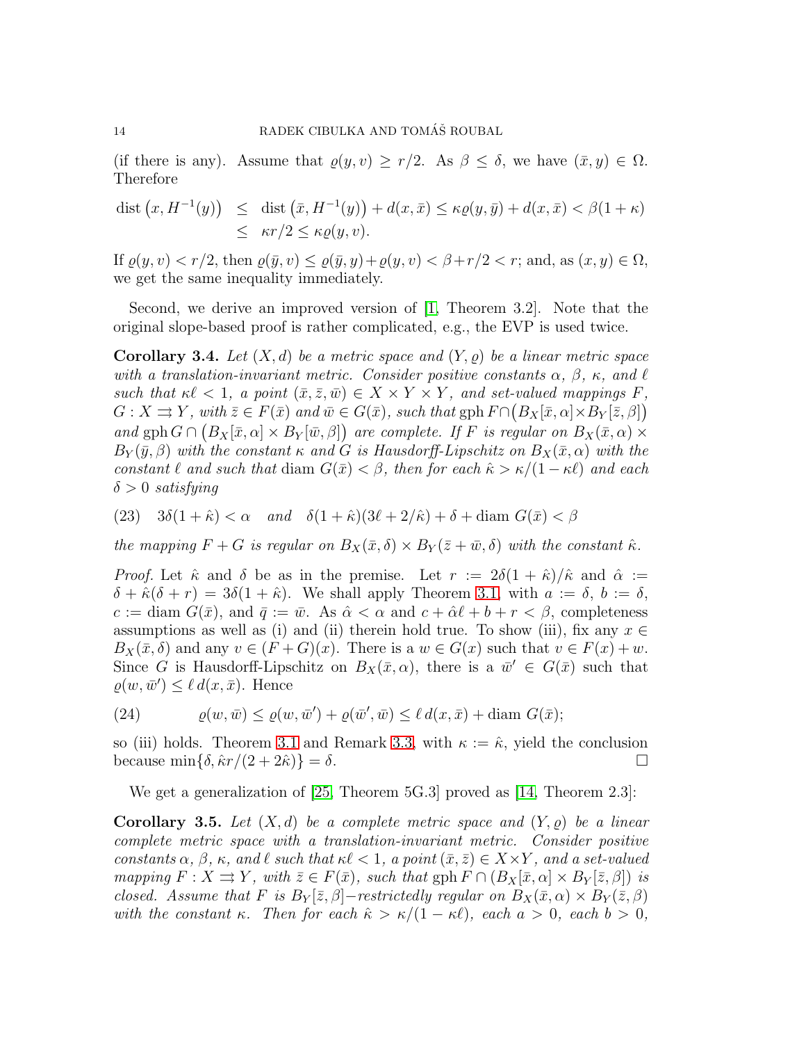(if there is any). Assume that $\varrho(y,v) \geq r/2$. As $\beta \leq \delta$, we have $(\bar{x}, y) \in \Omega$. Therefore

$$
\begin{aligned}
\operatorname{dist}\left(x, H^{-1}(y)\right) &\leq \operatorname{dist}\left(\bar{x}, H^{-1}(y)\right) + d(x,\bar{x}) \leq \kappa \varrho(y,\bar{y}) + d(x,\bar{x}) < \beta(1+\kappa) \\
&\leq \kappa r/2 \leq \kappa \varrho(y,v).
\end{aligned}
$$

If $\varrho(y,v) < r/2$, then $\varrho(\bar{y},v) \leq \varrho(\bar{y},y) + \varrho(y,v) < \beta + r/2 < r$; and, as $(x,y) \in \Omega$, we get the same inequality immediately.

Second, we derive an improved version of [1, Theorem 3.2]. Note that the original slope-based proof is rather complicated, e.g., the EVP is used twice.

**Corollary 3.4.** *Let $(X,d)$ be a metric space and $(Y,\varrho)$ be a linear metric space with a translation-invariant metric. Consider positive constants $\alpha$, $\beta$, $\kappa$, and $\ell$ such that $\kappa\ell < 1$, a point $(\bar{x},\bar{z},\bar{w}) \in X \times Y \times Y$, and set-valued mappings $F$, $G : X \rightrightarrows Y$, with $\bar{z} \in F(\bar{x})$ and $\bar{w} \in G(\bar{x})$, such that $\operatorname{gph} F \cap \big(B_X[\bar{x},\alpha] \times B_Y[\bar{z},\beta]\big)$ and $\operatorname{gph} G \cap \big(B_X[\bar{x},\alpha] \times B_Y[\bar{w},\beta]\big)$ are complete. If $F$ is regular on $B_X(\bar{x},\alpha) \times B_Y(\bar{y},\beta)$ with the constant $\kappa$ and $G$ is Hausdorff-Lipschitz on $B_X(\bar{x},\alpha)$ with the constant $\ell$ and such that $\operatorname{diam}\, G(\bar{x}) < \beta$, then for each $\hat{\kappa} > \kappa/(1-\kappa\ell)$ and each $\delta > 0$ satisfying*

$$
(23) \quad 3\delta(1+\hat{\kappa}) < \alpha \quad \text{and} \quad \delta(1+\hat{\kappa})(3\ell + 2/\hat{\kappa}) + \delta + \operatorname{diam}\, G(\bar{x}) < \beta
$$

*the mapping $F+G$ is regular on $B_X(\bar{x},\delta) \times B_Y(\bar{z}+\bar{w},\delta)$ with the constant $\hat{\kappa}$.*

*Proof.* Let $\hat{\kappa}$ and $\delta$ be as in the premise. Let $r := 2\delta(1+\hat{\kappa})/\hat{\kappa}$ and $\hat{\alpha} := \delta + \hat{\kappa}(\delta + r) = 3\delta(1+\hat{\kappa})$. We shall apply Theorem 3.1, with $a := \delta$, $b := \delta$, $c := \operatorname{diam}\, G(\bar{x})$, and $\bar{q} := \bar{w}$. As $\hat{\alpha} < \alpha$ and $c + \hat{\alpha}\ell + b + r < \beta$, completeness assumptions as well as (i) and (ii) therein hold true. To show (iii), fix any $x \in B_X(\bar{x},\delta)$ and any $v \in (F+G)(x)$. There is a $w \in G(x)$ such that $v \in F(x) + w$. Since $G$ is Hausdorff-Lipschitz on $B_X(\bar{x},\alpha)$, there is a $\bar{w}' \in G(\bar{x})$ such that $\varrho(w,\bar{w}') \leq \ell\, d(x,\bar{x})$. Hence

$$
(24) \qquad \varrho(w,\bar{w}) \leq \varrho(w,\bar{w}') + \varrho(\bar{w}',\bar{w}) \leq \ell\, d(x,\bar{x}) + \operatorname{diam}\, G(\bar{x});
$$

so (iii) holds. Theorem 3.1 and Remark 3.3, with $\kappa := \hat{\kappa}$, yield the conclusion because $\min\{\delta, \hat{\kappa}r/(2+2\hat{\kappa})\} = \delta$. $\square$

We get a generalization of [25, Theorem 5G.3] proved as [14, Theorem 2.3]:

**Corollary 3.5.** *Let $(X,d)$ be a complete metric space and $(Y,\varrho)$ be a linear complete metric space with a translation-invariant metric. Consider positive constants $\alpha$, $\beta$, $\kappa$, and $\ell$ such that $\kappa\ell < 1$, a point $(\bar{x},\bar{z}) \in X \times Y$, and a set-valued mapping $F : X \rightrightarrows Y$, with $\bar{z} \in F(\bar{x})$, such that $\operatorname{gph} F \cap (B_X[\bar{x},\alpha] \times B_Y[\bar{z},\beta])$ is closed. Assume that $F$ is $B_Y[\bar{z},\beta]$−restrictedly regular on $B_X(\bar{x},\alpha) \times B_Y(\bar{z},\beta)$ with the constant $\kappa$. Then for each $\hat{\kappa} > \kappa/(1-\kappa\ell)$, each $a > 0$, each $b > 0$,*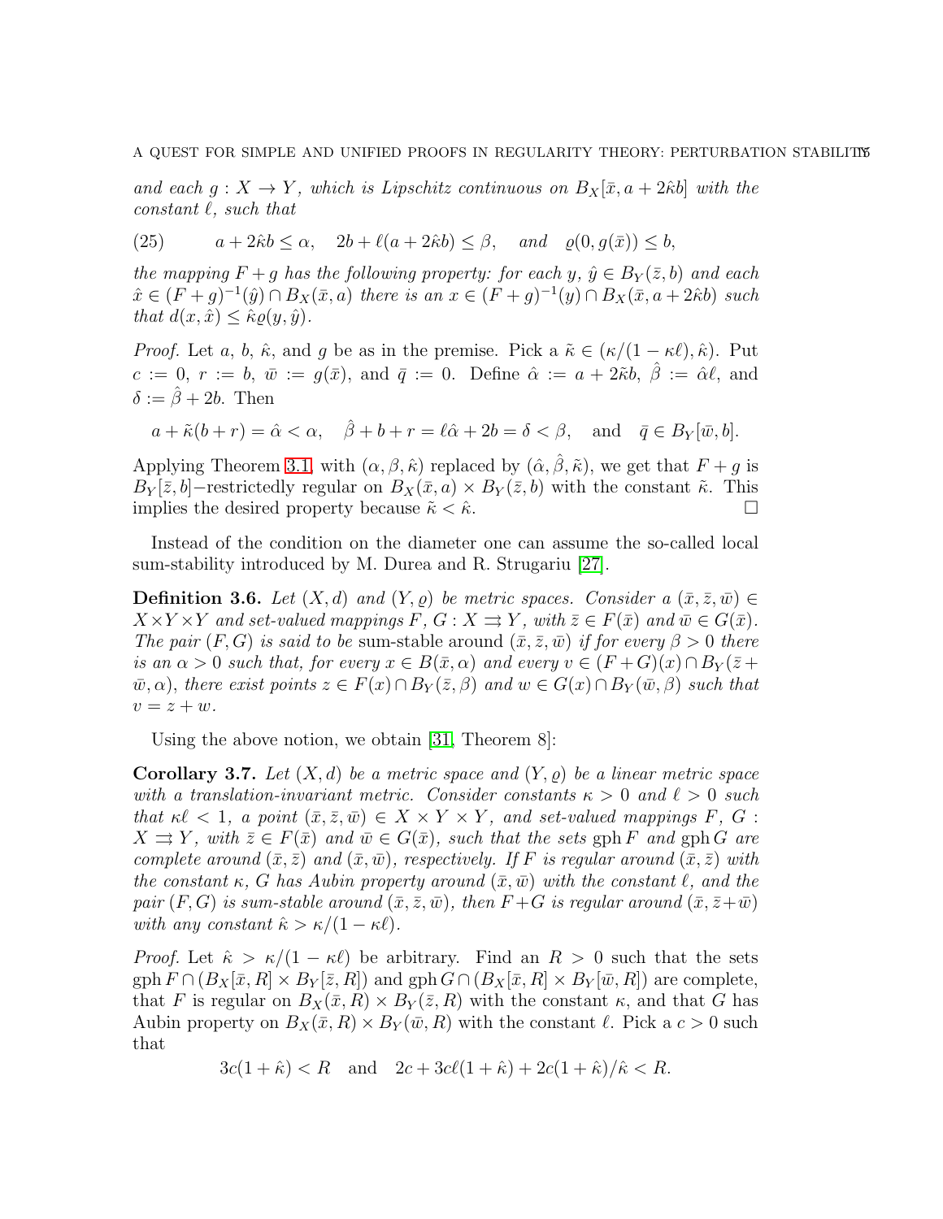*and each $g : X \to Y$, which is Lipschitz continuous on $B_X[\bar{x}, a + 2\hat{\kappa}b]$ with the constant $\ell$, such that*

$$a + 2\hat{\kappa}b \le \alpha, \quad 2b + \ell(a + 2\hat{\kappa}b) \le \beta, \quad \text{and} \quad \varrho(0, g(\bar{x})) \le b, \tag{25}$$

*the mapping $F + g$ has the following property: for each $y$, $\hat{y} \in B_Y(\bar{z}, b)$ and each $\hat{x} \in (F + g)^{-1}(\hat{y}) \cap B_X(\bar{x}, a)$ there is an $x \in (F + g)^{-1}(y) \cap B_X(\bar{x}, a + 2\hat{\kappa}b)$ such that $d(x, \hat{x}) \le \hat{\kappa}\varrho(y, \hat{y})$.*

*Proof.* Let $a$, $b$, $\hat{\kappa}$, and $g$ be as in the premise. Pick a $\tilde{\kappa} \in (\kappa/(1 - \kappa\ell), \hat{\kappa})$. Put $c := 0$, $r := b$, $\bar{w} := g(\bar{x})$, and $\bar{q} := 0$. Define $\hat{\alpha} := a + 2\tilde{\kappa}b$, $\hat{\beta} := \hat{\alpha}\ell$, and $\delta := \hat{\beta} + 2b$. Then

$$a + \tilde{\kappa}(b + r) = \hat{\alpha} < \alpha, \quad \hat{\beta} + b + r = \ell\hat{\alpha} + 2b = \delta < \beta, \quad \text{and} \quad \bar{q} \in B_Y[\bar{w}, b].$$

Applying Theorem 3.1, with $(\alpha, \beta, \hat{\kappa})$ replaced by $(\hat{\alpha}, \hat{\beta}, \tilde{\kappa})$, we get that $F + g$ is $B_Y[\bar{z}, b]$−restrictedly regular on $B_X(\bar{x}, a) \times B_Y(\bar{z}, b)$ with the constant $\tilde{\kappa}$. This implies the desired property because $\tilde{\kappa} < \hat{\kappa}$. $\square$

Instead of the condition on the diameter one can assume the so-called local sum-stability introduced by M. Durea and R. Strugariu [27].

**Definition 3.6.** *Let $(X, d)$ and $(Y, \varrho)$ be metric spaces. Consider a $(\bar{x}, \bar{z}, \bar{w}) \in X \times Y \times Y$ and set-valued mappings $F, G : X \rightrightarrows Y$, with $\bar{z} \in F(\bar{x})$ and $\bar{w} \in G(\bar{x})$. The pair $(F, G)$ is said to be* sum-stable *around $(\bar{x}, \bar{z}, \bar{w})$ if for every $\beta > 0$ there is an $\alpha > 0$ such that, for every $x \in B(\bar{x}, \alpha)$ and every $v \in (F + G)(x) \cap B_Y(\bar{z} + \bar{w}, \alpha)$, there exist points $z \in F(x) \cap B_Y(\bar{z}, \beta)$ and $w \in G(x) \cap B_Y(\bar{w}, \beta)$ such that $v = z + w$.*

Using the above notion, we obtain [31, Theorem 8]:

**Corollary 3.7.** *Let $(X, d)$ be a metric space and $(Y, \varrho)$ be a linear metric space with a translation-invariant metric. Consider constants $\kappa > 0$ and $\ell > 0$ such that $\kappa\ell < 1$, a point $(\bar{x}, \bar{z}, \bar{w}) \in X \times Y \times Y$, and set-valued mappings $F$, $G : X \rightrightarrows Y$, with $\bar{z} \in F(\bar{x})$ and $\bar{w} \in G(\bar{x})$, such that the sets $\operatorname{gph} F$ and $\operatorname{gph} G$ are complete around $(\bar{x}, \bar{z})$ and $(\bar{x}, \bar{w})$, respectively. If $F$ is regular around $(\bar{x}, \bar{z})$ with the constant $\kappa$, $G$ has Aubin property around $(\bar{x}, \bar{w})$ with the constant $\ell$, and the pair $(F, G)$ is sum-stable around $(\bar{x}, \bar{z}, \bar{w})$, then $F + G$ is regular around $(\bar{x}, \bar{z} + \bar{w})$ with any constant $\hat{\kappa} > \kappa/(1 - \kappa\ell)$.*

*Proof.* Let $\hat{\kappa} > \kappa/(1 - \kappa\ell)$ be arbitrary. Find an $R > 0$ such that the sets $\operatorname{gph} F \cap (B_X[\bar{x}, R] \times B_Y[\bar{z}, R])$ and $\operatorname{gph} G \cap (B_X[\bar{x}, R] \times B_Y[\bar{w}, R])$ are complete, that $F$ is regular on $B_X(\bar{x}, R) \times B_Y(\bar{z}, R)$ with the constant $\kappa$, and that $G$ has Aubin property on $B_X(\bar{x}, R) \times B_Y(\bar{w}, R)$ with the constant $\ell$. Pick a $c > 0$ such that

$$3c(1 + \hat{\kappa}) < R \quad \text{and} \quad 2c + 3c\ell(1 + \hat{\kappa}) + 2c(1 + \hat{\kappa})/\hat{\kappa} < R.$$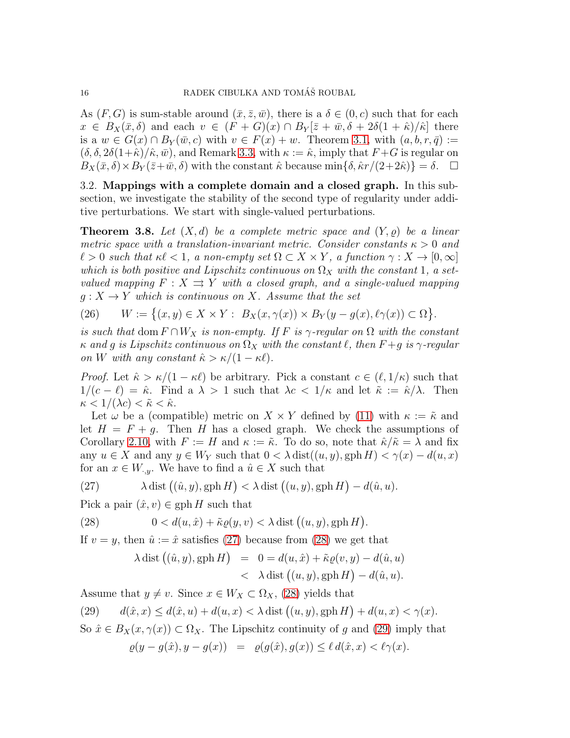As $(F, G)$ is sum-stable around $(\bar{x}, \bar{z}, \bar{w})$, there is a $\delta \in (0, c)$ such that for each $x \in B_X(\bar{x}, \delta)$ and each $v \in (F + G)(x) \cap B_Y[\bar{z} + \bar{w}, \delta + 2\delta(1 + \hat{\kappa})/\hat{\kappa}]$ there is a $w \in G(x) \cap B_Y(\bar{w}, c)$ with $v \in F(x) + w$. Theorem 3.1, with $(a, b, r, \bar{q}) := (\delta, \delta, 2\delta(1+\hat{\kappa})/\hat{\kappa}, \bar{w})$, and Remark 3.3, with $\kappa := \hat{\kappa}$, imply that $F+G$ is regular on $B_X(\bar{x}, \delta) \times B_Y(\bar{z}+\bar{w}, \delta)$ with the constant $\hat{\kappa}$ because $\min\{\delta, \hat{\kappa}r/(2+2\hat{\kappa})\} = \delta$. $\square$

### 3.2. Mappings with a complete domain and a closed graph.

In this subsection, we investigate the stability of the second type of regularity under additive perturbations. We start with single-valued perturbations.

**Theorem 3.8.** *Let $(X, d)$ be a complete metric space and $(Y, \varrho)$ be a linear metric space with a translation-invariant metric. Consider constants $\kappa > 0$ and $\ell > 0$ such that $\kappa\ell < 1$, a non-empty set $\Omega \subset X \times Y$, a function $\gamma : X \to [0, \infty]$ which is both positive and Lipschitz continuous on $\Omega_X$ with the constant 1, a set-valued mapping $F : X \rightrightarrows Y$ with a closed graph, and a single-valued mapping $g : X \to Y$ which is continuous on $X$. Assume that the set*

$$W := \{(x, y) \in X \times Y : \; B_X(x, \gamma(x)) \times B_Y(y - g(x), \ell\gamma(x)) \subset \Omega\}. \tag{26}$$

*is such that $\operatorname{dom} F \cap W_X$ is non-empty. If $F$ is $\gamma$-regular on $\Omega$ with the constant $\kappa$ and $g$ is Lipschitz continuous on $\Omega_X$ with the constant $\ell$, then $F+g$ is $\gamma$-regular on $W$ with any constant $\hat{\kappa} > \kappa/(1 - \kappa\ell)$.*

*Proof.* Let $\hat{\kappa} > \kappa/(1 - \kappa\ell)$ be arbitrary. Pick a constant $c \in (\ell, 1/\kappa)$ such that $1/(c - \ell) = \hat{\kappa}$. Find a $\lambda > 1$ such that $\lambda c < 1/\kappa$ and let $\tilde{\kappa} := \hat{\kappa}/\lambda$. Then $\kappa < 1/(\lambda c) < \tilde{\kappa} < \hat{\kappa}$.

Let $\omega$ be a (compatible) metric on $X \times Y$ defined by (11) with $\kappa := \tilde{\kappa}$ and let $H = F + g$. Then $H$ has a closed graph. We check the assumptions of Corollary 2.10, with $F := H$ and $\kappa := \tilde{\kappa}$. To do so, note that $\hat{\kappa}/\tilde{\kappa} = \lambda$ and fix any $u \in X$ and any $y \in W_Y$ such that $0 < \lambda \operatorname{dist}((u, y), \operatorname{gph} H) < \gamma(x) - d(u, x)$ for an $x \in W_{.,y}$. We have to find a $\hat{u} \in X$ such that

$$\lambda \operatorname{dist}\big((\hat{u}, y), \operatorname{gph} H\big) < \lambda \operatorname{dist}\big((u, y), \operatorname{gph} H\big) - d(\hat{u}, u). \tag{27}$$

Pick a pair $(\hat{x}, v) \in \operatorname{gph} H$ such that

$$0 < d(u, \hat{x}) + \tilde{\kappa}\varrho(y, v) < \lambda \operatorname{dist}\big((u, y), \operatorname{gph} H\big). \tag{28}$$

If $v = y$, then $\hat{u} := \hat{x}$ satisfies (27) because from (28) we get that

$$\begin{aligned} \lambda \operatorname{dist}\big((\hat{u}, y), \operatorname{gph} H\big) &= 0 = d(u, \hat{x}) + \tilde{\kappa}\varrho(v, y) - d(\hat{u}, u) \\ &< \lambda \operatorname{dist}\big((u, y), \operatorname{gph} H\big) - d(\hat{u}, u). \end{aligned}$$

Assume that $y \neq v$. Since $x \in W_X \subset \Omega_X$, (28) yields that

$$d(\hat{x}, x) \leq d(\hat{x}, u) + d(u, x) < \lambda \operatorname{dist}\big((u, y), \operatorname{gph} H\big) + d(u, x) < \gamma(x). \tag{29}$$

So $\hat{x} \in B_X(x, \gamma(x)) \subset \Omega_X$. The Lipschitz continuity of $g$ and (29) imply that

$$\varrho(y - g(\hat{x}), y - g(x)) \;=\; \varrho(g(\hat{x}), g(x)) \leq \ell\, d(\hat{x}, x) < \ell\gamma(x).$$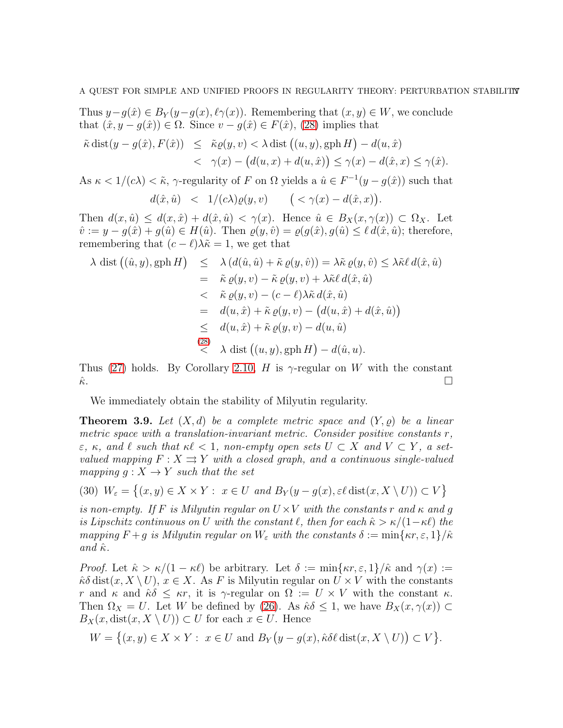Thus $y-g(\hat{x}) \in B_Y(y-g(x), \ell\gamma(x))$. Remembering that $(x,y) \in W$, we conclude that $(\hat{x}, y-g(\hat{x})) \in \Omega$. Since $v - g(\hat{x}) \in F(\hat{x})$, (28) implies that

$$
\begin{aligned}
\tilde{\kappa}\,\mathrm{dist}(y-g(\hat{x}), F(\hat{x})) &\le \tilde{\kappa}\varrho(y,v) < \lambda\,\mathrm{dist}\big((u,y), \mathrm{gph}\, H\big) - d(u,\hat{x}) \\
&< \gamma(x) - \big(d(u,x) + d(u,\hat{x})\big) \le \gamma(x) - d(\hat{x},x) \le \gamma(\hat{x}).
\end{aligned}
$$

As $\kappa < 1/(c\lambda) < \tilde{\kappa}$, $\gamma$-regularity of $F$ on $\Omega$ yields a $\hat{u} \in F^{-1}(y-g(\hat{x}))$ such that

$$
d(\hat{x},\hat{u}) \;<\; 1/(c\lambda)\varrho(y,v) \qquad \big(< \gamma(x) - d(\hat{x},x)\big).
$$

Then $d(x,\hat{u}) \le d(x,\hat{x}) + d(\hat{x},\hat{u}) < \gamma(x)$. Hence $\hat{u} \in B_X(x,\gamma(x)) \subset \Omega_X$. Let $\hat{v} := y - g(\hat{x}) + g(\hat{u}) \in H(\hat{u})$. Then $\varrho(y,\hat{v}) = \varrho(g(\hat{x}), g(\hat{u})) \le \ell\, d(\hat{x},\hat{u})$; therefore, remembering that $(c-\ell)\lambda\tilde{\kappa} = 1$, we get that

$$
\begin{aligned}
\lambda\,\mathrm{dist}\big((\hat{u},y), \mathrm{gph}\, H\big) &\le \lambda\,(d(\hat{u},\hat{u}) + \tilde{\kappa}\,\varrho(y,\hat{v})) = \lambda\tilde{\kappa}\,\varrho(y,\hat{v}) \le \lambda\tilde{\kappa}\ell\, d(\hat{x},\hat{u}) \\
&= \tilde{\kappa}\,\varrho(y,v) - \tilde{\kappa}\,\varrho(y,v) + \lambda\tilde{\kappa}\ell\, d(\hat{x},\hat{u}) \\
&< \tilde{\kappa}\,\varrho(y,v) - (c-\ell)\lambda\tilde{\kappa}\, d(\hat{x},\hat{u}) \\
&= d(u,\hat{x}) + \tilde{\kappa}\,\varrho(y,v) - \big(d(u,\hat{x}) + d(\hat{x},\hat{u})\big) \\
&\le d(u,\hat{x}) + \tilde{\kappa}\,\varrho(y,v) - d(u,\hat{u}) \\
&\overset{(28)}{<} \lambda\,\mathrm{dist}\big((u,y), \mathrm{gph}\, H\big) - d(\hat{u},u).
\end{aligned}
$$

Thus (27) holds. By Corollary 2.10, $H$ is $\gamma$-regular on $W$ with the constant $\hat{\kappa}$. $\square$

We immediately obtain the stability of Milyutin regularity.

**Theorem 3.9.** *Let $(X,d)$ be a complete metric space and $(Y,\varrho)$ be a linear metric space with a translation-invariant metric. Consider positive constants $r$, $\varepsilon$, $\kappa$, and $\ell$ such that $\kappa\ell < 1$, non-empty open sets $U \subset X$ and $V \subset Y$, a set-valued mapping $F : X \rightrightarrows Y$ with a closed graph, and a continuous single-valued mapping $g : X \to Y$ such that the set*

$$
W_\varepsilon = \big\{(x,y) \in X \times Y :\; x \in U \text{ and } B_Y(y - g(x), \varepsilon\ell\,\mathrm{dist}(x, X\setminus U)) \subset V\big\} \tag{30}
$$

*is non-empty. If $F$ is Milyutin regular on $U \times V$ with the constants $r$ and $\kappa$ and $g$ is Lipschitz continuous on $U$ with the constant $\ell$, then for each $\hat{\kappa} > \kappa/(1-\kappa\ell)$ the mapping $F+g$ is Milyutin regular on $W_\varepsilon$ with the constants $\delta := \min\{\kappa r, \varepsilon, 1\}/\hat{\kappa}$ and $\hat{\kappa}$.*

*Proof.* Let $\hat{\kappa} > \kappa/(1-\kappa\ell)$ be arbitrary. Let $\delta := \min\{\kappa r, \varepsilon, 1\}/\hat{\kappa}$ and $\gamma(x) := \hat{\kappa}\delta\,\mathrm{dist}(x, X\setminus U)$, $x \in X$. As $F$ is Milyutin regular on $U \times V$ with the constants $r$ and $\kappa$ and $\hat{\kappa}\delta \le \kappa r$, it is $\gamma$-regular on $\Omega := U \times V$ with the constant $\kappa$. Then $\Omega_X = U$. Let $W$ be defined by (26). As $\hat{\kappa}\delta \le 1$, we have $B_X(x,\gamma(x)) \subset B_X(x, \mathrm{dist}(x, X\setminus U)) \subset U$ for each $x \in U$. Hence

$$
W = \big\{(x,y) \in X \times Y :\; x \in U \text{ and } B_Y\big(y - g(x), \hat{\kappa}\delta\ell\,\mathrm{dist}(x, X\setminus U)\big) \subset V\big\}.
$$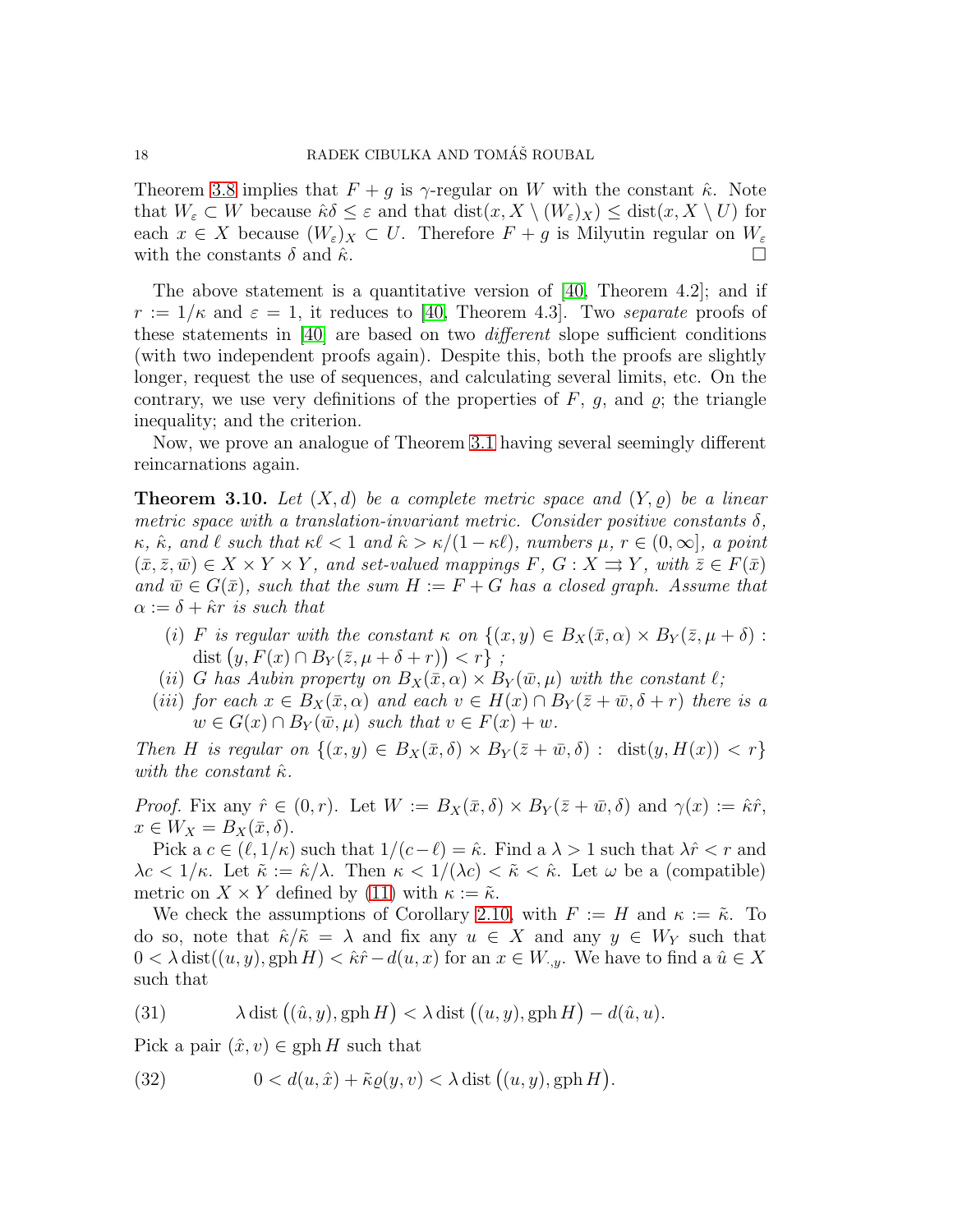Theorem 3.8 implies that $F+g$ is $\gamma$-regular on $W$ with the constant $\hat{\kappa}$. Note that $W_\varepsilon \subset W$ because $\hat{\kappa}\delta \le \varepsilon$ and that $\operatorname{dist}(x, X \setminus (W_\varepsilon)_X) \le \operatorname{dist}(x, X \setminus U)$ for each $x \in X$ because $(W_\varepsilon)_X \subset U$. Therefore $F+g$ is Milyutin regular on $W_\varepsilon$ with the constants $\delta$ and $\hat{\kappa}$. $\square$

The above statement is a quantitative version of [40, Theorem 4.2]; and if $r := 1/\kappa$ and $\varepsilon = 1$, it reduces to [40, Theorem 4.3]. Two *separate* proofs of these statements in [40] are based on two *different* slope sufficient conditions (with two independent proofs again). Despite this, both the proofs are slightly longer, request the use of sequences, and calculating several limits, etc. On the contrary, we use very definitions of the properties of $F$, $g$, and $\varrho$; the triangle inequality; and the criterion.

Now, we prove an analogue of Theorem 3.1 having several seemingly different reincarnations again.

**Theorem 3.10.** *Let $(X,d)$ be a complete metric space and $(Y,\varrho)$ be a linear metric space with a translation-invariant metric. Consider positive constants $\delta$, $\kappa$, $\hat{\kappa}$, and $\ell$ such that $\kappa\ell < 1$ and $\hat{\kappa} > \kappa/(1-\kappa\ell)$, numbers $\mu$, $r \in (0,\infty]$, a point $(\bar{x},\bar{z},\bar{w}) \in X \times Y \times Y$, and set-valued mappings $F$, $G : X \rightrightarrows Y$, with $\bar{z} \in F(\bar{x})$ and $\bar{w} \in G(\bar{x})$, such that the sum $H := F + G$ has a closed graph. Assume that $\alpha := \delta + \hat{\kappa} r$ is such that*

- (i) *$F$ is regular with the constant $\kappa$ on $\{(x,y) \in B_X(\bar{x},\alpha) \times B_Y(\bar{z},\mu+\delta) : \operatorname{dist}\big(y, F(x) \cap B_Y(\bar{z},\mu+\delta+r)\big) < r\}$ ;*
- (ii) *$G$ has Aubin property on $B_X(\bar{x},\alpha) \times B_Y(\bar{w},\mu)$ with the constant $\ell$;*
- (iii) *for each $x \in B_X(\bar{x},\alpha)$ and each $v \in H(x) \cap B_Y(\bar{z}+\bar{w},\delta+r)$ there is a $w \in G(x) \cap B_Y(\bar{w},\mu)$ such that $v \in F(x) + w$.*

*Then $H$ is regular on $\{(x,y) \in B_X(\bar{x},\delta) \times B_Y(\bar{z}+\bar{w},\delta) : \operatorname{dist}(y, H(x)) < r\}$ with the constant $\hat{\kappa}$.*

*Proof.* Fix any $\hat{r} \in (0,r)$. Let $W := B_X(\bar{x},\delta) \times B_Y(\bar{z}+\bar{w},\delta)$ and $\gamma(x) := \hat{\kappa}\hat{r}$, $x \in W_X = B_X(\bar{x},\delta)$.

Pick a $c \in (\ell, 1/\kappa)$ such that $1/(c-\ell) = \hat{\kappa}$. Find a $\lambda > 1$ such that $\lambda\hat{r} < r$ and $\lambda c < 1/\kappa$. Let $\tilde{\kappa} := \hat{\kappa}/\lambda$. Then $\kappa < 1/(\lambda c) < \tilde{\kappa} < \hat{\kappa}$. Let $\omega$ be a (compatible) metric on $X \times Y$ defined by (11) with $\kappa := \tilde{\kappa}$.

We check the assumptions of Corollary 2.10, with $F := H$ and $\kappa := \tilde{\kappa}$. To do so, note that $\hat{\kappa}/\tilde{\kappa} = \lambda$ and fix any $u \in X$ and any $y \in W_Y$ such that $0 < \lambda \operatorname{dist}((u,y), \operatorname{gph} H) < \hat{\kappa}\hat{r} - d(u,x)$ for an $x \in W_{\cdot,y}$. We have to find a $\hat{u} \in X$ such that

$$\lambda \operatorname{dist}\big((\hat{u},y), \operatorname{gph} H\big) < \lambda \operatorname{dist}\big((u,y), \operatorname{gph} H\big) - d(\hat{u},u). \tag{31}$$

Pick a pair $(\hat{x},v) \in \operatorname{gph} H$ such that

$$0 < d(u,\hat{x}) + \tilde{\kappa}\varrho(y,v) < \lambda \operatorname{dist}\big((u,y), \operatorname{gph} H\big). \tag{32}$$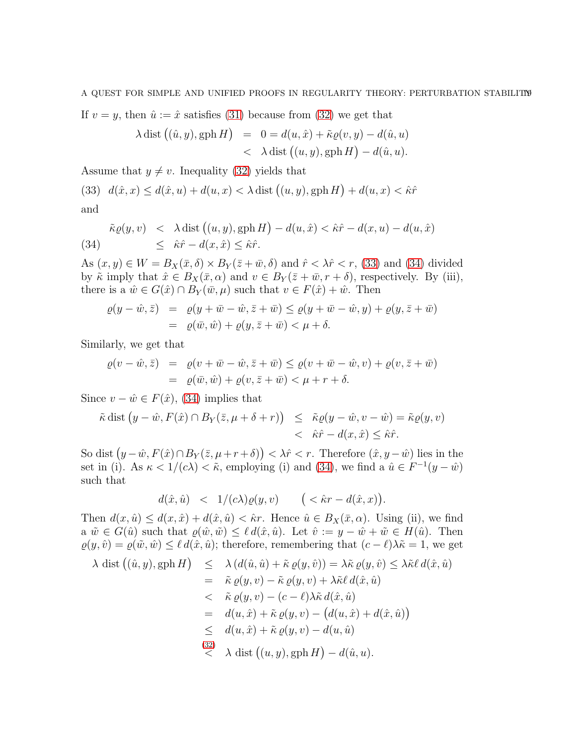If $v = y$, then $\hat{u} := \hat{x}$ satisfies (31) because from (32) we get that

$$
\begin{aligned}
\lambda \operatorname{dist}\big((\hat{u}, y), \operatorname{gph} H\big) &= 0 = d(u, \hat{x}) + \tilde{\kappa}\varrho(v, y) - d(\hat{u}, u) \\
&< \lambda \operatorname{dist}\big((u, y), \operatorname{gph} H\big) - d(\hat{u}, u).
\end{aligned}
$$

Assume that $y \neq v$. Inequality (32) yields that

$$
d(\hat{x}, x) \le d(\hat{x}, u) + d(u, x) < \lambda \operatorname{dist}\big((u, y), \operatorname{gph} H\big) + d(u, x) < \hat{\kappa}\hat{r} \tag{33}
$$

and

$$
\begin{aligned}
\tilde{\kappa}\varrho(y, v) &< \lambda \operatorname{dist}\big((u, y), \operatorname{gph} H\big) - d(u, \hat{x}) < \hat{\kappa}\hat{r} - d(x, u) - d(u, \hat{x}) \\
&\le \hat{\kappa}\hat{r} - d(x, \hat{x}) \le \hat{\kappa}\hat{r}.
\end{aligned} \tag{34}
$$

As $(x, y) \in W = B_X(\bar{x}, \delta) \times B_Y(\bar{z} + \bar{w}, \delta)$ and $\hat{r} < \lambda\hat{r} < r$, (33) and (34) divided by $\tilde{\kappa}$ imply that $\hat{x} \in B_X(\bar{x}, \alpha)$ and $v \in B_Y(\bar{z} + \bar{w}, r + \delta)$, respectively. By (iii), there is a $\hat{w} \in G(\hat{x}) \cap B_Y(\bar{w}, \mu)$ such that $v \in F(\hat{x}) + \hat{w}$. Then

$$
\begin{aligned}
\varrho(y - \hat{w}, \bar{z}) &= \varrho(y + \bar{w} - \hat{w}, \bar{z} + \bar{w}) \le \varrho(y + \bar{w} - \hat{w}, y) + \varrho(y, \bar{z} + \bar{w}) \\
&= \varrho(\bar{w}, \hat{w}) + \varrho(y, \bar{z} + \bar{w}) < \mu + \delta.
\end{aligned}
$$

Similarly, we get that

$$
\begin{aligned}
\varrho(v - \hat{w}, \bar{z}) &= \varrho(v + \bar{w} - \hat{w}, \bar{z} + \bar{w}) \le \varrho(v + \bar{w} - \hat{w}, v) + \varrho(v, \bar{z} + \bar{w}) \\
&= \varrho(\bar{w}, \hat{w}) + \varrho(v, \bar{z} + \bar{w}) < \mu + r + \delta.
\end{aligned}
$$

Since $v - \hat{w} \in F(\hat{x})$, (34) implies that

$$
\begin{aligned}
\tilde{\kappa} \operatorname{dist}\big(y - \hat{w}, F(\hat{x}) \cap B_Y(\bar{z}, \mu + \delta + r)\big) &\le \tilde{\kappa}\varrho(y - \hat{w}, v - \hat{w}) = \tilde{\kappa}\varrho(y, v) \\
&< \hat{\kappa}\hat{r} - d(x, \hat{x}) \le \hat{\kappa}\hat{r}.
\end{aligned}
$$

So $\operatorname{dist}\big(y - \hat{w}, F(\hat{x}) \cap B_Y(\bar{z}, \mu + r + \delta)\big) < \lambda\hat{r} < r$. Therefore $(\hat{x}, y - \hat{w})$ lies in the set in (i). As $\kappa < 1/(c\lambda) < \tilde{\kappa}$, employing (i) and (34), we find a $\hat{u} \in F^{-1}(y - \hat{w})$ such that

$$
d(\hat{x}, \hat{u}) < 1/(c\lambda)\varrho(y, v) \qquad \big(< \hat{\kappa}r - d(\hat{x}, x)\big).
$$

Then $d(x, \hat{u}) \le d(x, \hat{x}) + d(\hat{x}, \hat{u}) < \hat{\kappa}r$. Hence $\hat{u} \in B_X(\bar{x}, \alpha)$. Using (ii), we find a $\tilde{w} \in G(\hat{u})$ such that $\varrho(\hat{w}, \tilde{w}) \le \ell\, d(\hat{x}, \hat{u})$. Let $\hat{v} := y - \hat{w} + \tilde{w} \in H(\hat{u})$. Then $\varrho(y, \hat{v}) = \varrho(\tilde{w}, \hat{w}) \le \ell\, d(\hat{x}, \hat{u})$; therefore, remembering that $(c - \ell)\lambda\tilde{\kappa} = 1$, we get

$$
\begin{aligned}
\lambda \operatorname{dist}\big((\hat{u}, y), \operatorname{gph} H\big) &\le \lambda\left(d(\hat{u}, \hat{u}) + \tilde{\kappa}\,\varrho(y, \hat{v})\right) = \lambda\tilde{\kappa}\,\varrho(y, \hat{v}) \le \lambda\tilde{\kappa}\ell\, d(\hat{x}, \hat{u}) \\
&= \tilde{\kappa}\,\varrho(y, v) - \tilde{\kappa}\,\varrho(y, v) + \lambda\tilde{\kappa}\ell\, d(\hat{x}, \hat{u}) \\
&< \tilde{\kappa}\,\varrho(y, v) - (c - \ell)\lambda\tilde{\kappa}\, d(\hat{x}, \hat{u}) \\
&= d(u, \hat{x}) + \tilde{\kappa}\,\varrho(y, v) - \big(d(u, \hat{x}) + d(\hat{x}, \hat{u})\big) \\
&\le d(u, \hat{x}) + \tilde{\kappa}\,\varrho(y, v) - d(u, \hat{u}) \\
&\overset{(32)}{<} \lambda \operatorname{dist}\big((u, y), \operatorname{gph} H\big) - d(\hat{u}, u).
\end{aligned}
$$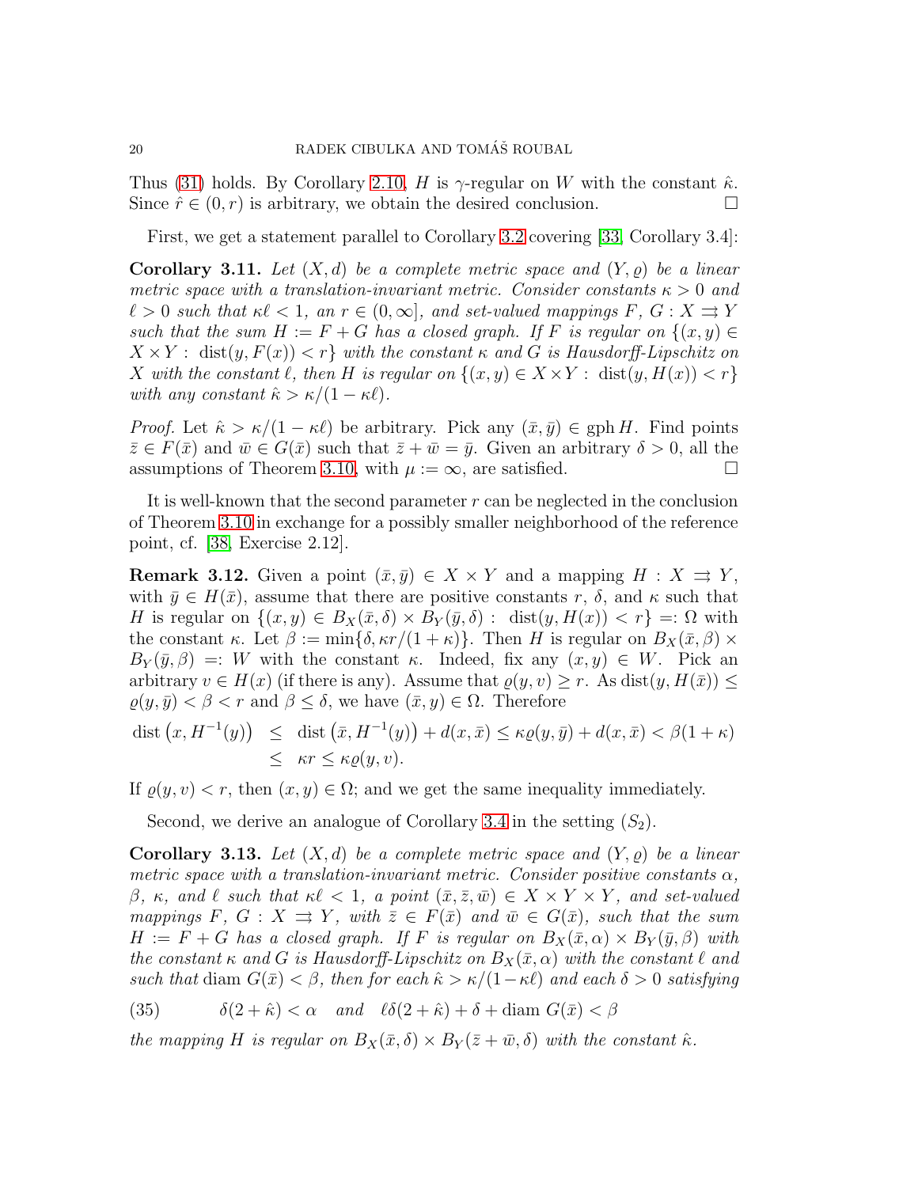Thus (31) holds. By Corollary 2.10, $H$ is $\gamma$-regular on $W$ with the constant $\hat{\kappa}$. Since $\hat{r} \in (0, r)$ is arbitrary, we obtain the desired conclusion. $\square$

First, we get a statement parallel to Corollary 3.2 covering [33, Corollary 3.4]:

**Corollary 3.11.** *Let $(X, d)$ be a complete metric space and $(Y, \varrho)$ be a linear metric space with a translation-invariant metric. Consider constants $\kappa > 0$ and $\ell > 0$ such that $\kappa\ell < 1$, an $r \in (0, \infty]$, and set-valued mappings $F$, $G : X \rightrightarrows Y$ such that the sum $H := F + G$ has a closed graph. If $F$ is regular on $\{(x, y) \in X \times Y : \operatorname{dist}(y, F(x)) < r\}$ with the constant $\kappa$ and $G$ is Hausdorff-Lipschitz on $X$ with the constant $\ell$, then $H$ is regular on $\{(x, y) \in X \times Y : \operatorname{dist}(y, H(x)) < r\}$ with any constant $\hat{\kappa} > \kappa/(1 - \kappa\ell)$.*

*Proof.* Let $\hat{\kappa} > \kappa/(1 - \kappa\ell)$ be arbitrary. Pick any $(\bar{x}, \bar{y}) \in \operatorname{gph} H$. Find points $\bar{z} \in F(\bar{x})$ and $\bar{w} \in G(\bar{x})$ such that $\bar{z} + \bar{w} = \bar{y}$. Given an arbitrary $\delta > 0$, all the assumptions of Theorem 3.10, with $\mu := \infty$, are satisfied. $\square$

It is well-known that the second parameter $r$ can be neglected in the conclusion of Theorem 3.10 in exchange for a possibly smaller neighborhood of the reference point, cf. [38, Exercise 2.12].

**Remark 3.12.** Given a point $(\bar{x}, \bar{y}) \in X \times Y$ and a mapping $H : X \rightrightarrows Y$, with $\bar{y} \in H(\bar{x})$, assume that there are positive constants $r$, $\delta$, and $\kappa$ such that $H$ is regular on $\{(x, y) \in B_X(\bar{x}, \delta) \times B_Y(\bar{y}, \delta) : \operatorname{dist}(y, H(x)) < r\} =: \Omega$ with the constant $\kappa$. Let $\beta := \min\{\delta, \kappa r/(1 + \kappa)\}$. Then $H$ is regular on $B_X(\bar{x}, \beta) \times B_Y(\bar{y}, \beta) =: W$ with the constant $\kappa$. Indeed, fix any $(x, y) \in W$. Pick an arbitrary $v \in H(x)$ (if there is any). Assume that $\varrho(y, v) \geq r$. As $\operatorname{dist}(y, H(\bar{x})) \leq \varrho(y, \bar{y}) < \beta < r$ and $\beta \leq \delta$, we have $(\bar{x}, y) \in \Omega$. Therefore

$$
\begin{aligned}
\operatorname{dist}\left(x, H^{-1}(y)\right) &\leq \operatorname{dist}\left(\bar{x}, H^{-1}(y)\right) + d(x, \bar{x}) \leq \kappa\varrho(y, \bar{y}) + d(x, \bar{x}) < \beta(1 + \kappa) \\
&\leq \kappa r \leq \kappa\varrho(y, v).
\end{aligned}
$$

If $\varrho(y, v) < r$, then $(x, y) \in \Omega$; and we get the same inequality immediately.

Second, we derive an analogue of Corollary 3.4 in the setting $(S_2)$.

**Corollary 3.13.** *Let $(X, d)$ be a complete metric space and $(Y, \varrho)$ be a linear metric space with a translation-invariant metric. Consider positive constants $\alpha$, $\beta$, $\kappa$, and $\ell$ such that $\kappa\ell < 1$, a point $(\bar{x}, \bar{z}, \bar{w}) \in X \times Y \times Y$, and set-valued mappings $F$, $G : X \rightrightarrows Y$, with $\bar{z} \in F(\bar{x})$ and $\bar{w} \in G(\bar{x})$, such that the sum $H := F + G$ has a closed graph. If $F$ is regular on $B_X(\bar{x}, \alpha) \times B_Y(\bar{y}, \beta)$ with the constant $\kappa$ and $G$ is Hausdorff-Lipschitz on $B_X(\bar{x}, \alpha)$ with the constant $\ell$ and such that $\operatorname{diam} G(\bar{x}) < \beta$, then for each $\hat{\kappa} > \kappa/(1 - \kappa\ell)$ and each $\delta > 0$ satisfying*

$$
\delta(2 + \hat{\kappa}) < \alpha \quad \text{and} \quad \ell\delta(2 + \hat{\kappa}) + \delta + \operatorname{diam} G(\bar{x}) < \beta \tag{35}
$$

*the mapping $H$ is regular on $B_X(\bar{x}, \delta) \times B_Y(\bar{z} + \bar{w}, \delta)$ with the constant $\hat{\kappa}$.*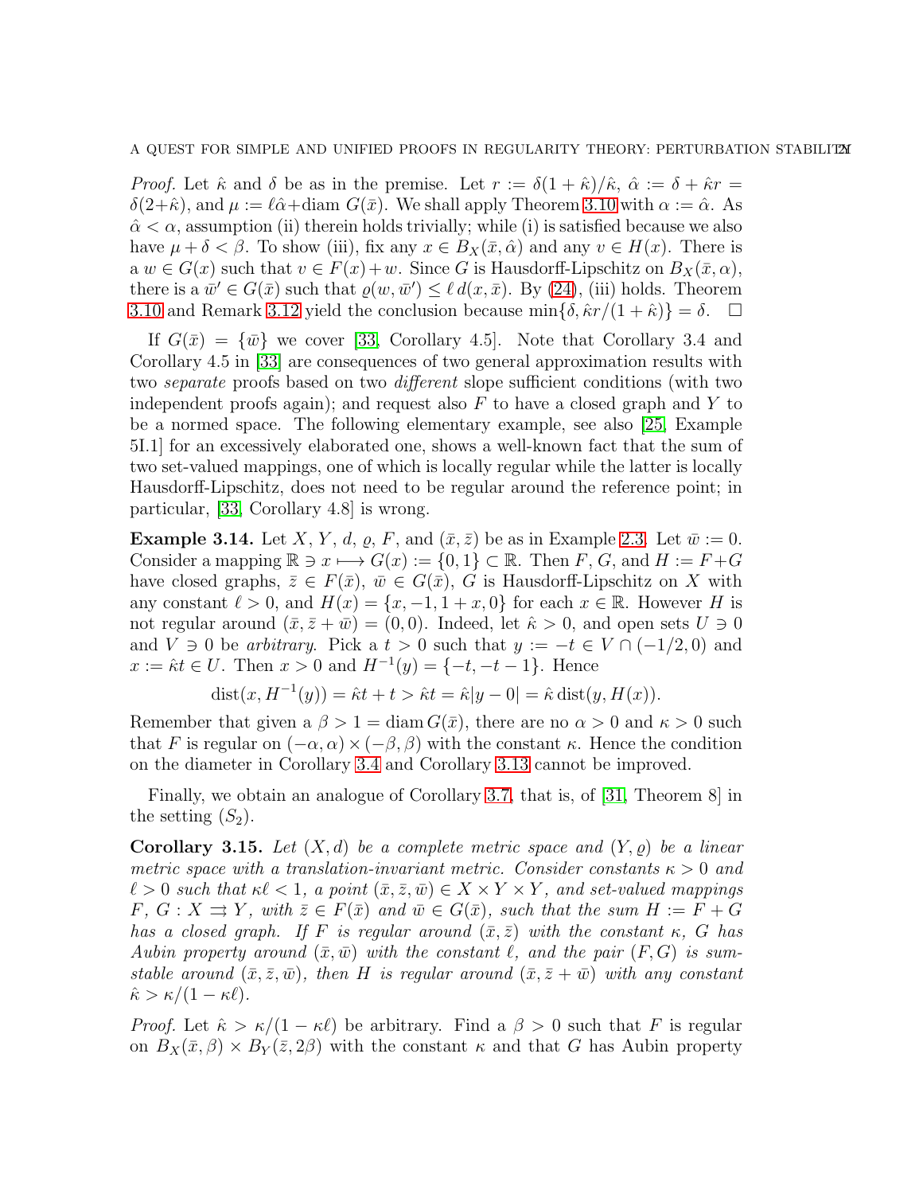*Proof.* Let $\hat{\kappa}$ and $\delta$ be as in the premise. Let $r := \delta(1+\hat{\kappa})/\hat{\kappa}$, $\hat{\alpha} := \delta + \hat{\kappa}r = \delta(2+\hat{\kappa})$, and $\mu := \ell\hat{\alpha} + \operatorname{diam} G(\bar{x})$. We shall apply Theorem 3.10 with $\alpha := \hat{\alpha}$. As $\hat{\alpha} < \alpha$, assumption (ii) therein holds trivially; while (i) is satisfied because we also have $\mu + \delta < \beta$. To show (iii), fix any $x \in B_X(\bar{x}, \hat{\alpha})$ and any $v \in H(x)$. There is a $w \in G(x)$ such that $v \in F(x) + w$. Since $G$ is Hausdorff-Lipschitz on $B_X(\bar{x}, \alpha)$, there is a $\bar{w}' \in G(\bar{x})$ such that $\varrho(w, \bar{w}') \le \ell\, d(x, \bar{x})$. By (24), (iii) holds. Theorem 3.10 and Remark 3.12 yield the conclusion because $\min\{\delta, \hat{\kappa}r/(1+\hat{\kappa})\} = \delta$. $\square$

If $G(\bar{x}) = \{\bar{w}\}$ we cover [33, Corollary 4.5]. Note that Corollary 3.4 and Corollary 4.5 in [33] are consequences of two general approximation results with two *separate* proofs based on two *different* slope sufficient conditions (with two independent proofs again); and request also $F$ to have a closed graph and $Y$ to be a normed space. The following elementary example, see also [25, Example 5I.1] for an excessively elaborated one, shows a well-known fact that the sum of two set-valued mappings, one of which is locally regular while the latter is locally Hausdorff-Lipschitz, does not need to be regular around the reference point; in particular, [33, Corollary 4.8] is wrong.

**Example 3.14.** Let $X$, $Y$, $d$, $\varrho$, $F$, and $(\bar{x}, \bar{z})$ be as in Example 2.3. Let $\bar{w} := 0$. Consider a mapping $\mathbb{R} \ni x \longmapsto G(x) := \{0, 1\} \subset \mathbb{R}$. Then $F$, $G$, and $H := F + G$ have closed graphs, $\bar{z} \in F(\bar{x})$, $\bar{w} \in G(\bar{x})$, $G$ is Hausdorff-Lipschitz on $X$ with any constant $\ell > 0$, and $H(x) = \{x, -1, 1+x, 0\}$ for each $x \in \mathbb{R}$. However $H$ is not regular around $(\bar{x}, \bar{z} + \bar{w}) = (0, 0)$. Indeed, let $\hat{\kappa} > 0$, and open sets $U \ni 0$ and $V \ni 0$ be *arbitrary*. Pick a $t > 0$ such that $y := -t \in V \cap (-1/2, 0)$ and $x := \hat{\kappa}t \in U$. Then $x > 0$ and $H^{-1}(y) = \{-t, -t-1\}$. Hence

$$\operatorname{dist}(x, H^{-1}(y)) = \hat{\kappa}t + t > \hat{\kappa}t = \hat{\kappa}|y - 0| = \hat{\kappa}\operatorname{dist}(y, H(x)).$$

Remember that given a $\beta > 1 = \operatorname{diam} G(\bar{x})$, there are no $\alpha > 0$ and $\kappa > 0$ such that $F$ is regular on $(-\alpha, \alpha) \times (-\beta, \beta)$ with the constant $\kappa$. Hence the condition on the diameter in Corollary 3.4 and Corollary 3.13 cannot be improved.

Finally, we obtain an analogue of Corollary 3.7, that is, of [31, Theorem 8] in the setting $(S_2)$.

**Corollary 3.15.** *Let $(X, d)$ be a complete metric space and $(Y, \varrho)$ be a linear metric space with a translation-invariant metric. Consider constants $\kappa > 0$ and $\ell > 0$ such that $\kappa\ell < 1$, a point $(\bar{x}, \bar{z}, \bar{w}) \in X \times Y \times Y$, and set-valued mappings $F$, $G : X \rightrightarrows Y$, with $\bar{z} \in F(\bar{x})$ and $\bar{w} \in G(\bar{x})$, such that the sum $H := F + G$ has a closed graph. If $F$ is regular around $(\bar{x}, \bar{z})$ with the constant $\kappa$, $G$ has Aubin property around $(\bar{x}, \bar{w})$ with the constant $\ell$, and the pair $(F, G)$ is sum-stable around $(\bar{x}, \bar{z}, \bar{w})$, then $H$ is regular around $(\bar{x}, \bar{z} + \bar{w})$ with any constant $\hat{\kappa} > \kappa/(1 - \kappa\ell)$.*

*Proof.* Let $\hat{\kappa} > \kappa/(1 - \kappa\ell)$ be arbitrary. Find a $\beta > 0$ such that $F$ is regular on $B_X(\bar{x}, \beta) \times B_Y(\bar{z}, 2\beta)$ with the constant $\kappa$ and that $G$ has Aubin property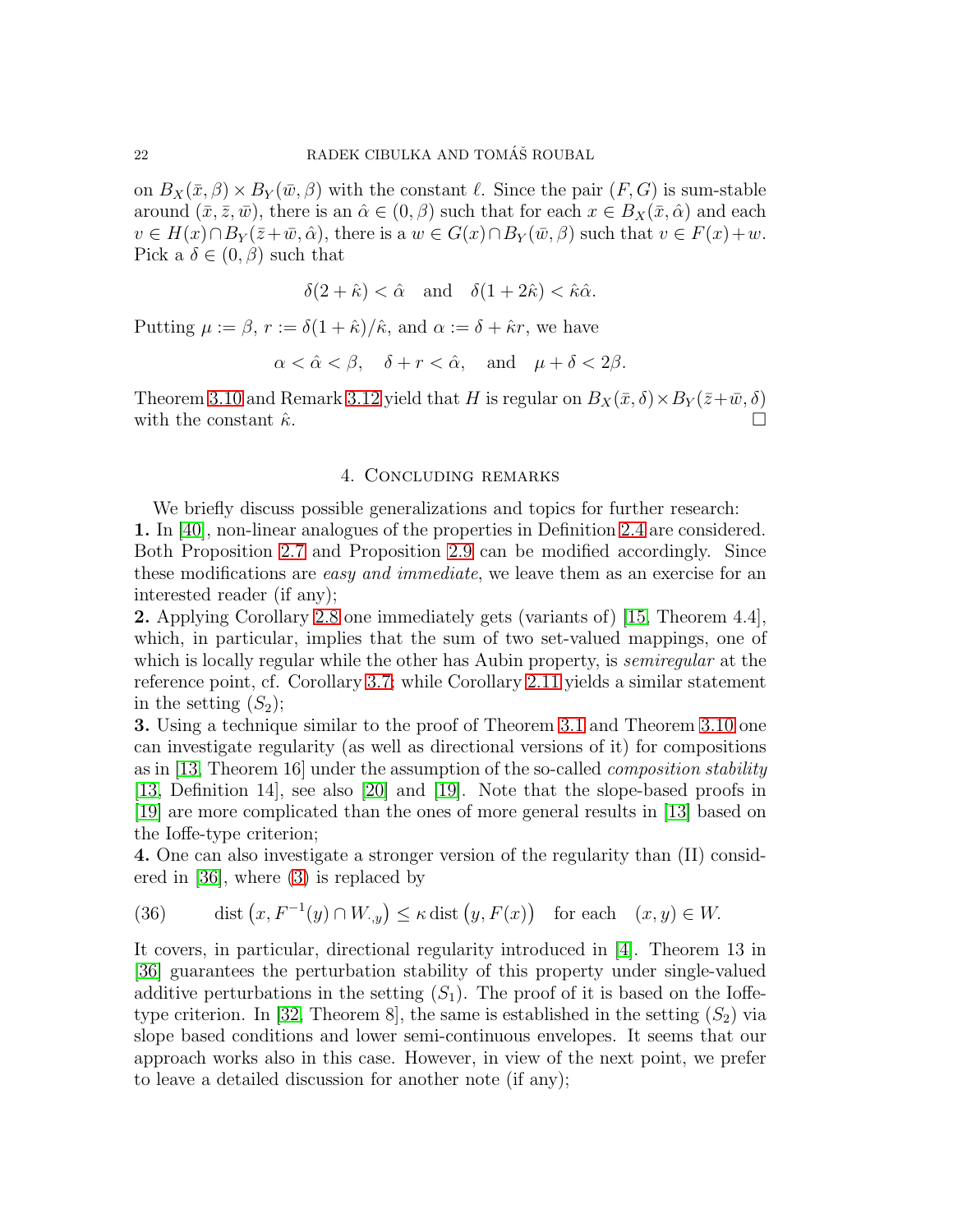on $B_X(\bar{x}, \beta) \times B_Y(\bar{w}, \beta)$ with the constant $\ell$. Since the pair $(F, G)$ is sum-stable around $(\bar{x}, \bar{z}, \bar{w})$, there is an $\hat{\alpha} \in (0, \beta)$ such that for each $x \in B_X(\bar{x}, \hat{\alpha})$ and each $v \in H(x) \cap B_Y(\bar{z}+\bar{w}, \hat{\alpha})$, there is a $w \in G(x) \cap B_Y(\bar{w}, \beta)$ such that $v \in F(x) + w$. Pick a $\delta \in (0, \beta)$ such that

$$\delta(2 + \hat{\kappa}) < \hat{\alpha} \quad \text{and} \quad \delta(1 + 2\hat{\kappa}) < \hat{\kappa}\hat{\alpha}.$$

Putting $\mu := \beta$, $r := \delta(1 + \hat{\kappa})/\hat{\kappa}$, and $\alpha := \delta + \hat{\kappa} r$, we have

$$\alpha < \hat{\alpha} < \beta, \quad \delta + r < \hat{\alpha}, \quad \text{and} \quad \mu + \delta < 2\beta.$$

Theorem 3.10 and Remark 3.12 yield that $H$ is regular on $B_X(\bar{x}, \delta) \times B_Y(\bar{z}+\bar{w}, \delta)$ with the constant $\hat{\kappa}$. □

## 4. Concluding remarks

We briefly discuss possible generalizations and topics for further research:

**1.** In [40], non-linear analogues of the properties in Definition 2.4 are considered. Both Proposition 2.7 and Proposition 2.9 can be modified accordingly. Since these modifications are *easy and immediate*, we leave them as an exercise for an interested reader (if any);

**2.** Applying Corollary 2.8 one immediately gets (variants of) [15, Theorem 4.4], which, in particular, implies that the sum of two set-valued mappings, one of which is locally regular while the other has Aubin property, is *semiregular* at the reference point, cf. Corollary 3.7; while Corollary 2.11 yields a similar statement in the setting $(S_2)$;

**3.** Using a technique similar to the proof of Theorem 3.1 and Theorem 3.10 one can investigate regularity (as well as directional versions of it) for compositions as in [13, Theorem 16] under the assumption of the so-called *composition stability* [13, Definition 14], see also [20] and [19]. Note that the slope-based proofs in [19] are more complicated than the ones of more general results in [13] based on the Ioffe-type criterion;

**4.** One can also investigate a stronger version of the regularity than (II) considered in [36], where (3) is replaced by

$$\operatorname{dist}\left(x, F^{-1}(y) \cap W_{\cdot,y}\right) \leq \kappa \operatorname{dist}\left(y, F(x)\right) \quad \text{for each} \quad (x, y) \in W. \tag{36}$$

It covers, in particular, directional regularity introduced in [4]. Theorem 13 in [36] guarantees the perturbation stability of this property under single-valued additive perturbations in the setting $(S_1)$. The proof of it is based on the Ioffe-type criterion. In [32, Theorem 8], the same is established in the setting $(S_2)$ via slope based conditions and lower semi-continuous envelopes. It seems that our approach works also in this case. However, in view of the next point, we prefer to leave a detailed discussion for another note (if any);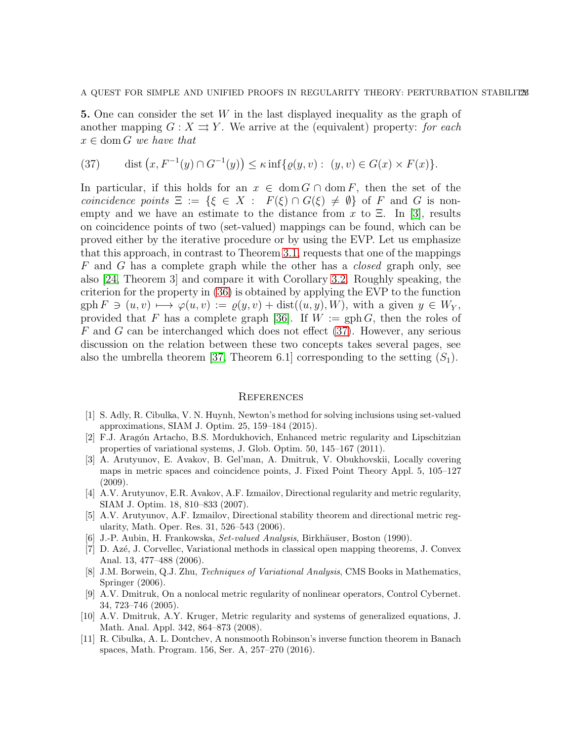**5.** One can consider the set $W$ in the last displayed inequality as the graph of another mapping $G : X \rightrightarrows Y$. We arrive at the (equivalent) property: *for each* $x \in \operatorname{dom} G$ *we have that*

$$\operatorname{dist}\left(x, F^{-1}(y) \cap G^{-1}(y)\right) \leq \kappa \inf\{\varrho(y,v) : \ (y,v) \in G(x) \times F(x)\}. \tag{37}$$

In particular, if this holds for an $x \in \operatorname{dom} G \cap \operatorname{dom} F$, then the set of the *coincidence points* $\Xi := \{\xi \in X : \ F(\xi) \cap G(\xi) \neq \emptyset\}$ of $F$ and $G$ is nonempty and we have an estimate to the distance from $x$ to $\Xi$. In [3], results on coincidence points of two (set-valued) mappings can be found, which can be proved either by the iterative procedure or by using the EVP. Let us emphasize that this approach, in contrast to Theorem 3.1, requests that one of the mappings $F$ and $G$ has a complete graph while the other has a *closed* graph only, see also [24, Theorem 3] and compare it with Corollary 3.2. Roughly speaking, the criterion for the property in (36) is obtained by applying the EVP to the function $\operatorname{gph} F \ni (u,v) \longmapsto \varphi(u,v) := \varrho(y,v) + \operatorname{dist}((u,y),W)$, with a given $y \in W_Y$, provided that $F$ has a complete graph [36]. If $W := \operatorname{gph} G$, then the roles of $F$ and $G$ can be interchanged which does not effect (37). However, any serious discussion on the relation between these two concepts takes several pages, see also the umbrella theorem [37, Theorem 6.1] corresponding to the setting $(S_1)$.

## References

[1] S. Adly, R. Cibulka, V. N. Huynh, Newton's method for solving inclusions using set-valued approximations, SIAM J. Optim. 25, 159–184 (2015).

[2] F.J. Aragón Artacho, B.S. Mordukhovich, Enhanced metric regularity and Lipschitzian properties of variational systems, J. Glob. Optim. 50, 145–167 (2011).

[3] A. Arutyunov, E. Avakov, B. Gel'man, A. Dmitruk, V. Obukhovskii, Locally covering maps in metric spaces and coincidence points, J. Fixed Point Theory Appl. 5, 105–127 (2009).

[4] A.V. Arutyunov, E.R. Avakov, A.F. Izmailov, Directional regularity and metric regularity, SIAM J. Optim. 18, 810–833 (2007).

[5] A.V. Arutyunov, A.F. Izmailov, Directional stability theorem and directional metric regularity, Math. Oper. Res. 31, 526–543 (2006).

[6] J.-P. Aubin, H. Frankowska, *Set-valued Analysis*, Birkhäuser, Boston (1990).

[7] D. Azé, J. Corvellec, Variational methods in classical open mapping theorems, J. Convex Anal. 13, 477–488 (2006).

[8] J.M. Borwein, Q.J. Zhu, *Techniques of Variational Analysis*, CMS Books in Mathematics, Springer (2006).

[9] A.V. Dmitruk, On a nonlocal metric regularity of nonlinear operators, Control Cybernet. 34, 723–746 (2005).

[10] A.V. Dmitruk, A.Y. Kruger, Metric regularity and systems of generalized equations, J. Math. Anal. Appl. 342, 864–873 (2008).

[11] R. Cibulka, A. L. Dontchev, A nonsmooth Robinson's inverse function theorem in Banach spaces, Math. Program. 156, Ser. A, 257–270 (2016).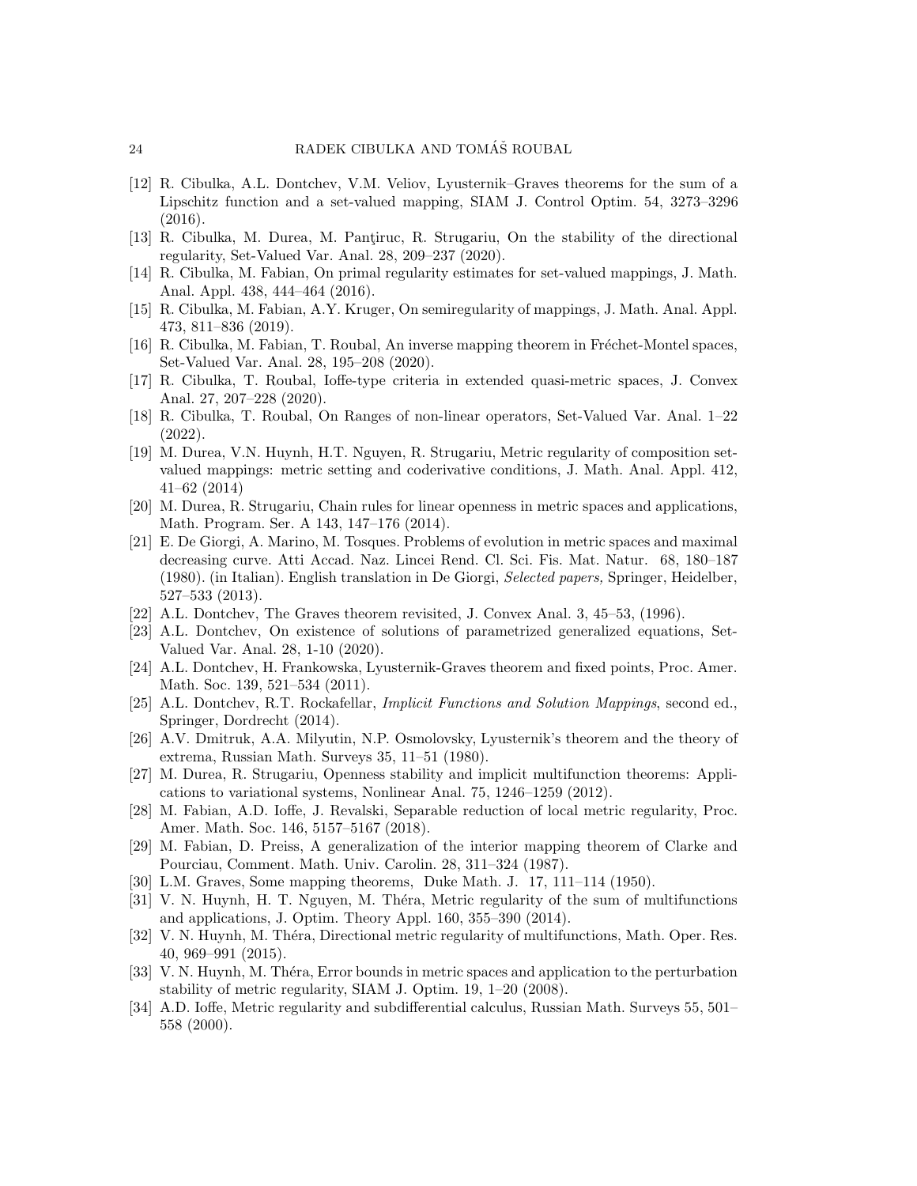[12] R. Cibulka, A.L. Dontchev, V.M. Veliov, Lyusternik–Graves theorems for the sum of a Lipschitz function and a set-valued mapping, SIAM J. Control Optim. 54, 3273–3296 (2016).

[13] R. Cibulka, M. Durea, M. Panţiruc, R. Strugariu, On the stability of the directional regularity, Set-Valued Var. Anal. 28, 209–237 (2020).

[14] R. Cibulka, M. Fabian, On primal regularity estimates for set-valued mappings, J. Math. Anal. Appl. 438, 444–464 (2016).

[15] R. Cibulka, M. Fabian, A.Y. Kruger, On semiregularity of mappings, J. Math. Anal. Appl. 473, 811–836 (2019).

[16] R. Cibulka, M. Fabian, T. Roubal, An inverse mapping theorem in Fréchet-Montel spaces, Set-Valued Var. Anal. 28, 195–208 (2020).

[17] R. Cibulka, T. Roubal, Ioffe-type criteria in extended quasi-metric spaces, J. Convex Anal. 27, 207–228 (2020).

[18] R. Cibulka, T. Roubal, On Ranges of non-linear operators, Set-Valued Var. Anal. 1–22 (2022).

[19] M. Durea, V.N. Huynh, H.T. Nguyen, R. Strugariu, Metric regularity of composition set-valued mappings: metric setting and coderivative conditions, J. Math. Anal. Appl. 412, 41–62 (2014)

[20] M. Durea, R. Strugariu, Chain rules for linear openness in metric spaces and applications, Math. Program. Ser. A 143, 147–176 (2014).

[21] E. De Giorgi, A. Marino, M. Tosques. Problems of evolution in metric spaces and maximal decreasing curve. Atti Accad. Naz. Lincei Rend. Cl. Sci. Fis. Mat. Natur. 68, 180–187 (1980). (in Italian). English translation in De Giorgi, *Selected papers,* Springer, Heidelber, 527–533 (2013).

[22] A.L. Dontchev, The Graves theorem revisited, J. Convex Anal. 3, 45–53, (1996).

[23] A.L. Dontchev, On existence of solutions of parametrized generalized equations, Set-Valued Var. Anal. 28, 1-10 (2020).

[24] A.L. Dontchev, H. Frankowska, Lyusternik-Graves theorem and fixed points, Proc. Amer. Math. Soc. 139, 521–534 (2011).

[25] A.L. Dontchev, R.T. Rockafellar, *Implicit Functions and Solution Mappings*, second ed., Springer, Dordrecht (2014).

[26] A.V. Dmitruk, A.A. Milyutin, N.P. Osmolovsky, Lyusternik's theorem and the theory of extrema, Russian Math. Surveys 35, 11–51 (1980).

[27] M. Durea, R. Strugariu, Openness stability and implicit multifunction theorems: Applications to variational systems, Nonlinear Anal. 75, 1246–1259 (2012).

[28] M. Fabian, A.D. Ioffe, J. Revalski, Separable reduction of local metric regularity, Proc. Amer. Math. Soc. 146, 5157–5167 (2018).

[29] M. Fabian, D. Preiss, A generalization of the interior mapping theorem of Clarke and Pourciau, Comment. Math. Univ. Carolin. 28, 311–324 (1987).

[30] L.M. Graves, Some mapping theorems, Duke Math. J. 17, 111–114 (1950).

[31] V. N. Huynh, H. T. Nguyen, M. Théra, Metric regularity of the sum of multifunctions and applications, J. Optim. Theory Appl. 160, 355–390 (2014).

[32] V. N. Huynh, M. Théra, Directional metric regularity of multifunctions, Math. Oper. Res. 40, 969–991 (2015).

[33] V. N. Huynh, M. Théra, Error bounds in metric spaces and application to the perturbation stability of metric regularity, SIAM J. Optim. 19, 1–20 (2008).

[34] A.D. Ioffe, Metric regularity and subdifferential calculus, Russian Math. Surveys 55, 501–558 (2000).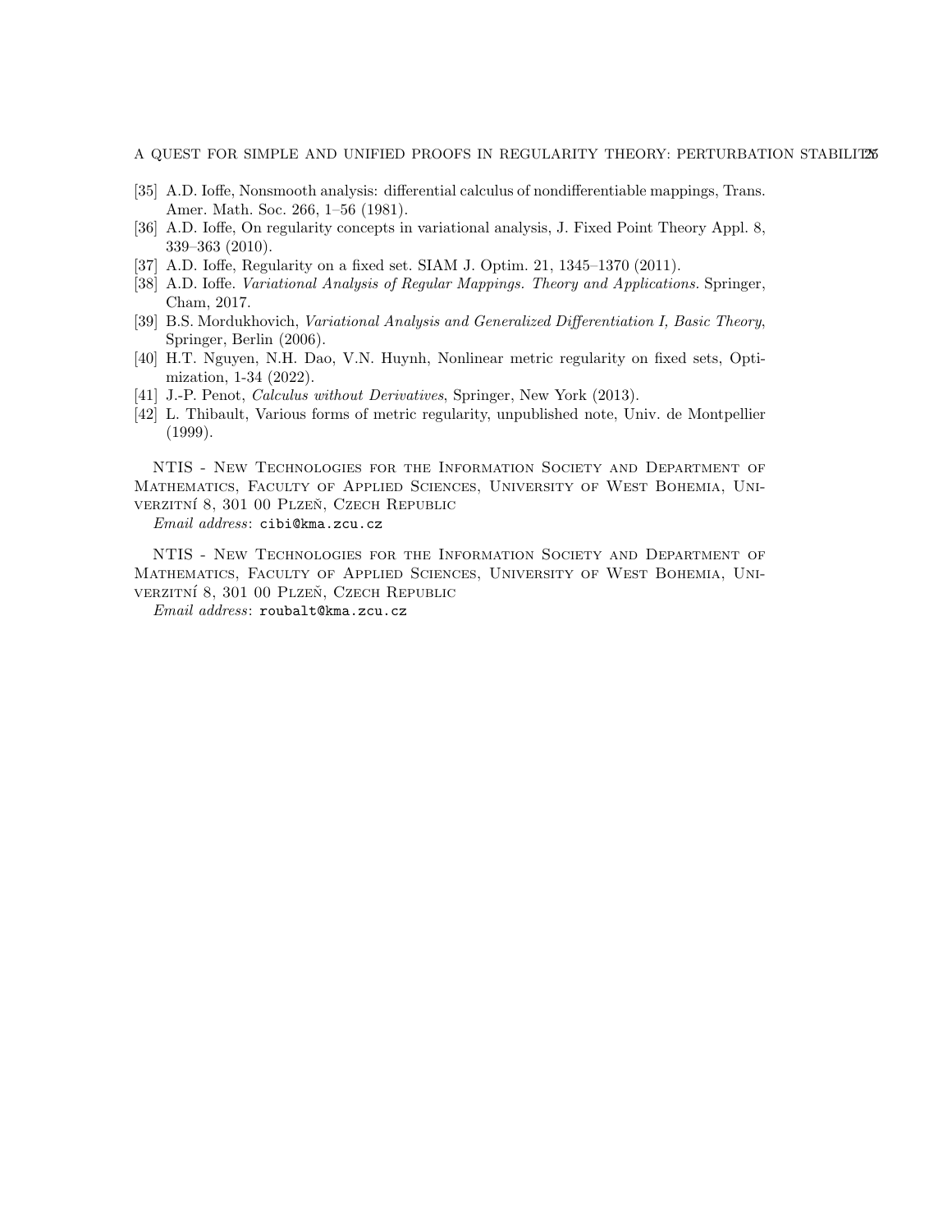[35] A.D. Ioffe, Nonsmooth analysis: differential calculus of nondifferentiable mappings, Trans. Amer. Math. Soc. 266, 1–56 (1981).

[36] A.D. Ioffe, On regularity concepts in variational analysis, J. Fixed Point Theory Appl. 8, 339–363 (2010).

[37] A.D. Ioffe, Regularity on a fixed set. SIAM J. Optim. 21, 1345–1370 (2011).

[38] A.D. Ioffe. *Variational Analysis of Regular Mappings. Theory and Applications.* Springer, Cham, 2017.

[39] B.S. Mordukhovich, *Variational Analysis and Generalized Differentiation I, Basic Theory*, Springer, Berlin (2006).

[40] H.T. Nguyen, N.H. Dao, V.N. Huynh, Nonlinear metric regularity on fixed sets, Optimization, 1-34 (2022).

[41] J.-P. Penot, *Calculus without Derivatives*, Springer, New York (2013).

[42] L. Thibault, Various forms of metric regularity, unpublished note, Univ. de Montpellier (1999).

NTIS - New Technologies for the Information Society and Department of Mathematics, Faculty of Applied Sciences, University of West Bohemia, Univerzitní 8, 301 00 Plzeň, Czech Republic

*Email address*: `cibi@kma.zcu.cz`

NTIS - New Technologies for the Information Society and Department of Mathematics, Faculty of Applied Sciences, University of West Bohemia, Univerzitní 8, 301 00 Plzeň, Czech Republic

*Email address*: `roubalt@kma.zcu.cz`